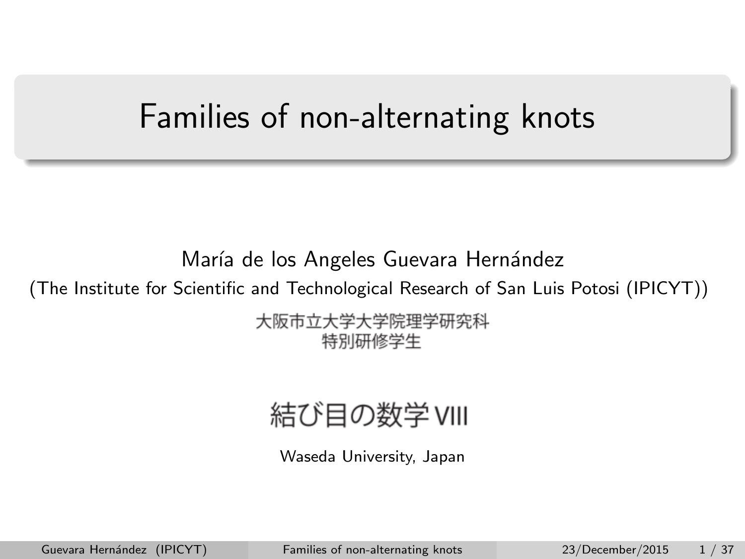# Families of non-alternating knots

María de los Angeles Guevara Hernández

(The Institute for Scientific and Technological Research of San Luis Potosi (IPICYT))

大阪市立大学大学院理学研究科
特別研修学生

結び目の数学 VIII

Waseda University, Japan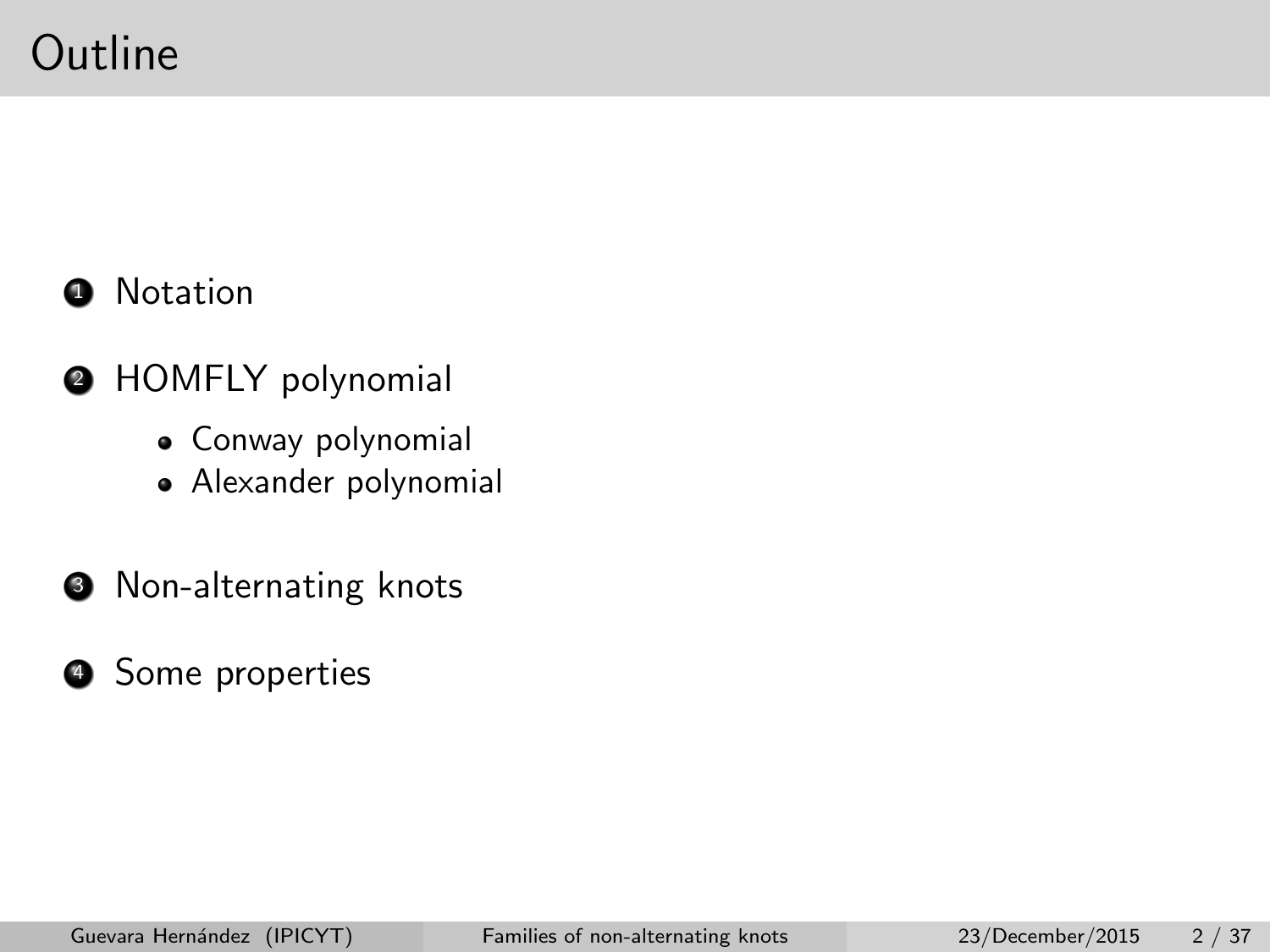# Outline

1. Notation
2. HOMFLY polynomial
   - Conway polynomial
   - Alexander polynomial
3. Non-alternating knots
4. Some properties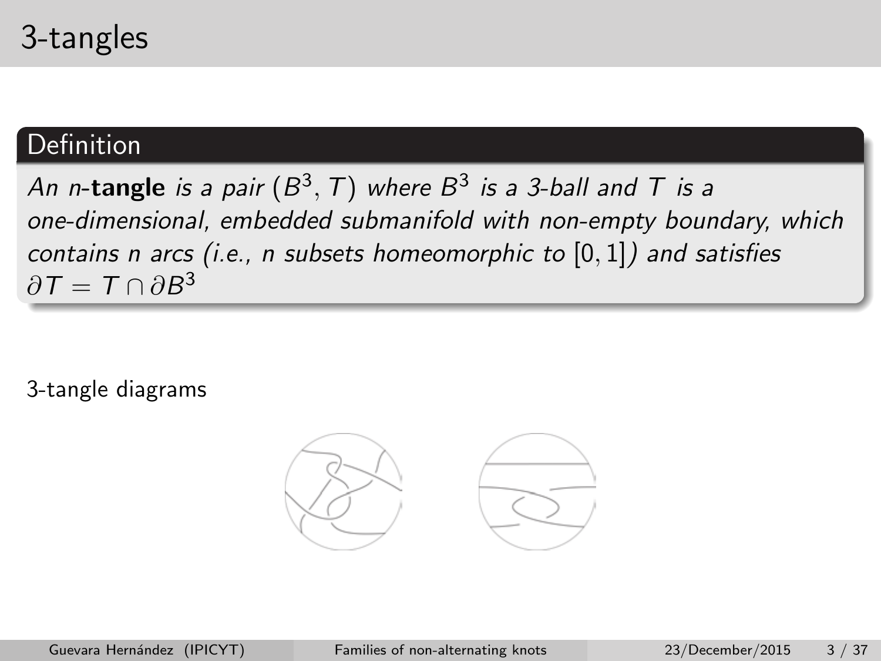# 3-tangles

## Definition

*An n-**tangle** is a pair $(B^3, T)$ where $B^3$ is a 3-ball and $T$ is a one-dimensional, embedded submanifold with non-empty boundary, which contains n arcs (i.e., n subsets homeomorphic to $[0, 1]$) and satisfies $\partial T = T \cap \partial B^3$*

3-tangle diagrams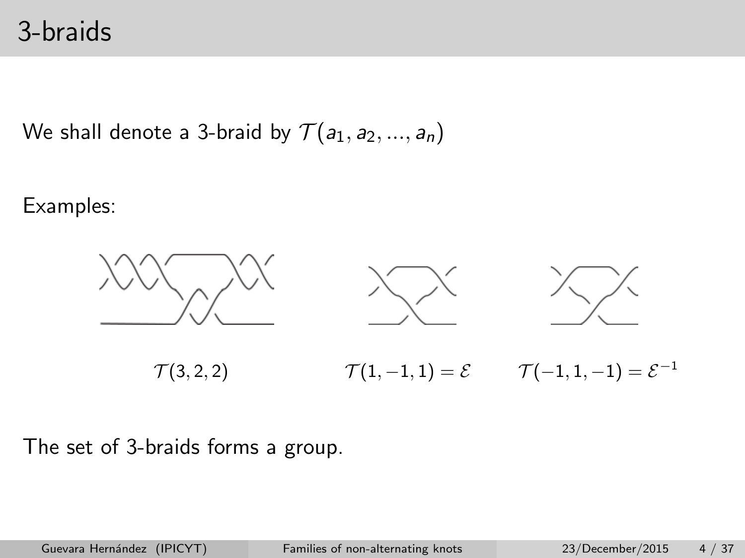# 3-braids

We shall denote a 3-braid by $\mathcal{T}(a_1, a_2, ..., a_n)$

Examples:

$\mathcal{T}(3,2,2)$

$\mathcal{T}(1,-1,1) = \mathcal{E}$

$\mathcal{T}(-1,1,-1) = \mathcal{E}^{-1}$

The set of 3-braids forms a group.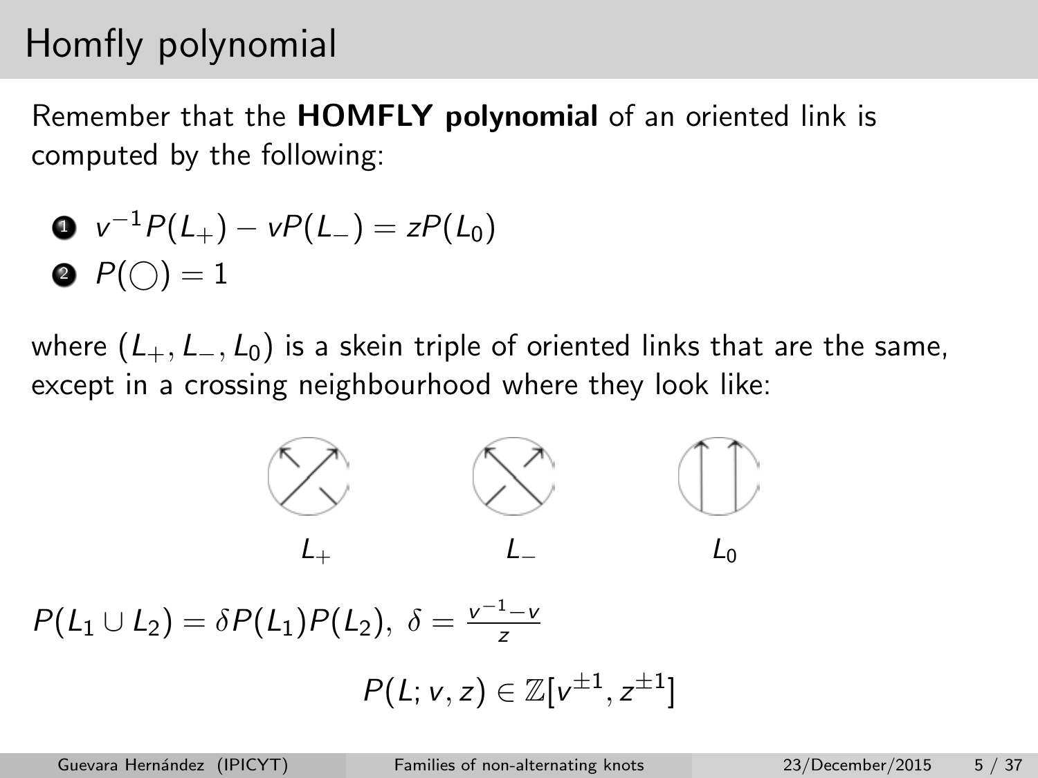# Homfly polynomial

Remember that the **HOMFLY polynomial** of an oriented link is computed by the following:

1. $v^{-1}P(L_+) - vP(L_-) = zP(L_0)$
2. $P(\bigcirc) = 1$

where $(L_+, L_-, L_0)$ is a skein triple of oriented links that are the same, except in a crossing neighbourhood where they look like:

$L_+$ $\quad$ $L_-$ $\quad$ $L_0$

$P(L_1 \cup L_2) = \delta P(L_1)P(L_2), \ \delta = \frac{v^{-1} - v}{z}$

$$P(L; v, z) \in \mathbb{Z}[v^{\pm 1}, z^{\pm 1}]$$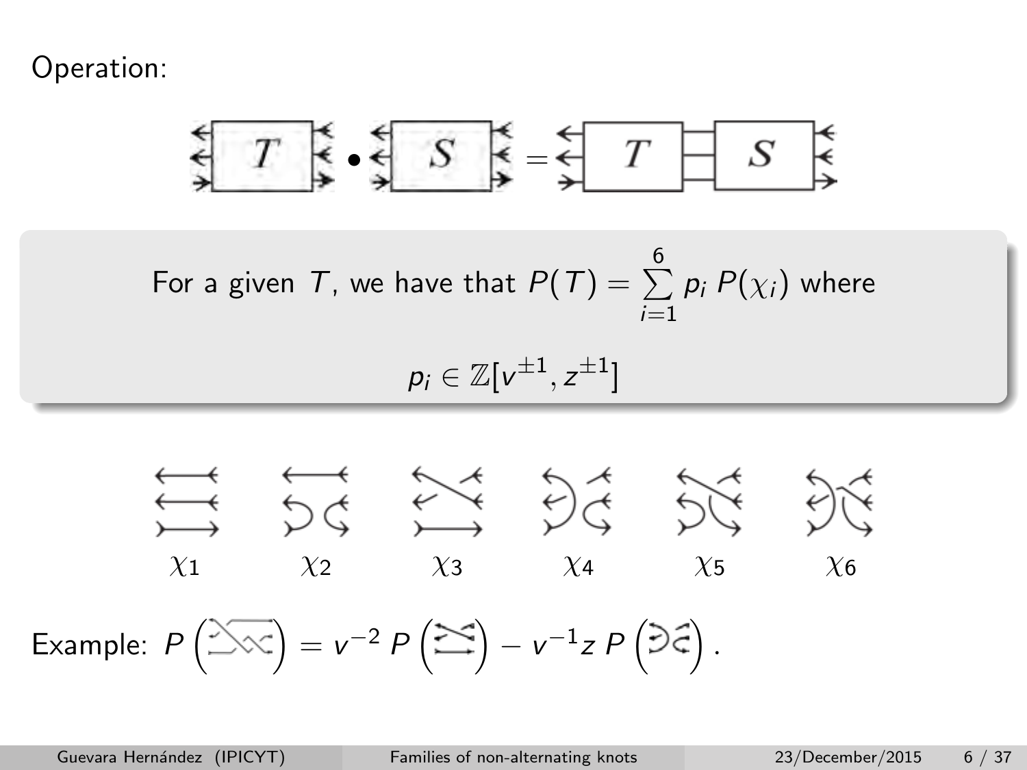Operation:

$T \bullet S = T \; S$

For a given $T$, we have that $P(T) = \sum_{i=1}^{6} p_i \, P(\chi_i)$ where

$p_i \in \mathbb{Z}[v^{\pm 1}, z^{\pm 1}]$

$\chi_1$ $\chi_2$ $\chi_3$ $\chi_4$ $\chi_5$ $\chi_6$

Example: $P\left(\cdot\right) = v^{-2} \, P\left(\cdot\right) - v^{-1} z \, P\left(\cdot\right).$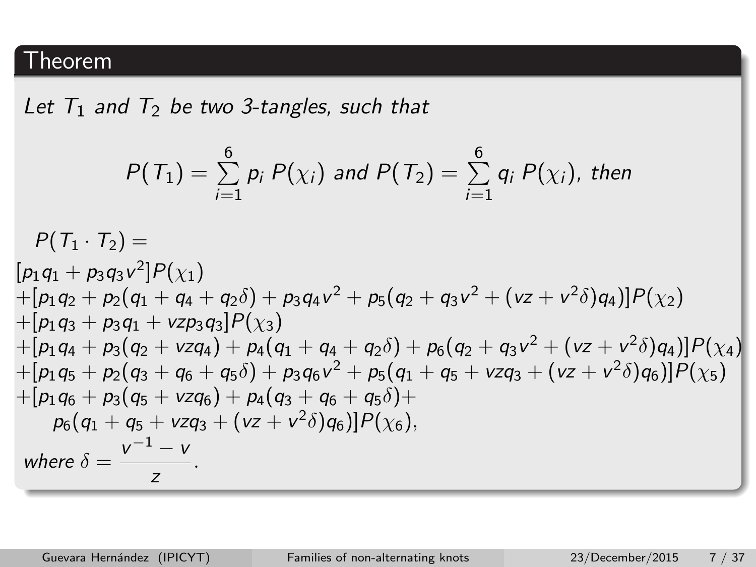## Theorem

*Let $T_1$ and $T_2$ be two 3-tangles, such that*

$$P(T_1) = \sum_{i=1}^{6} p_i \, P(\chi_i) \text{ and } P(T_2) = \sum_{i=1}^{6} q_i \, P(\chi_i), \text{ then}$$

$P(T_1 \cdot T_2) =$

$[p_1 q_1 + p_3 q_3 v^2] P(\chi_1)$

$+[p_1 q_2 + p_2(q_1 + q_4 + q_2 \delta) + p_3 q_4 v^2 + p_5(q_2 + q_3 v^2 + (vz + v^2 \delta) q_4)] P(\chi_2)$

$+[p_1 q_3 + p_3 q_1 + vz p_3 q_3] P(\chi_3)$

$+[p_1 q_4 + p_3(q_2 + vz q_4) + p_4(q_1 + q_4 + q_2 \delta) + p_6(q_2 + q_3 v^2 + (vz + v^2 \delta) q_4)] P(\chi_4)$

$+[p_1 q_5 + p_2(q_3 + q_6 + q_5 \delta) + p_3 q_6 v^2 + p_5(q_1 + q_5 + vz q_3 + (vz + v^2 \delta) q_6)] P(\chi_5)$

$+[p_1 q_6 + p_3(q_5 + vz q_6) + p_4(q_3 + q_6 + q_5 \delta) +$
$\quad p_6(q_1 + q_5 + vz q_3 + (vz + v^2 \delta) q_6)] P(\chi_6),$

*where* $\delta = \dfrac{v^{-1} - v}{z}$.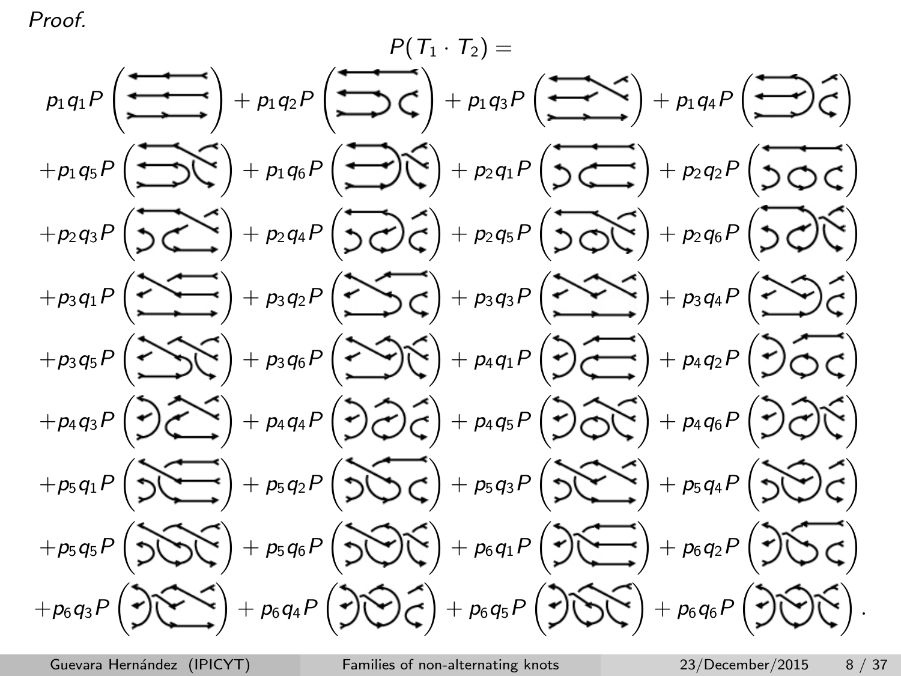*Proof.*

$$P(T_1 \cdot T_2) =$$

$$p_1 q_1 P(\;) + p_1 q_2 P(\;) + p_1 q_3 P(\;) + p_1 q_4 P(\;)$$

$$+ p_1 q_5 P(\;) + p_1 q_6 P(\;) + p_2 q_1 P(\;) + p_2 q_2 P(\;)$$

$$+ p_2 q_3 P(\;) + p_2 q_4 P(\;) + p_2 q_5 P(\;) + p_2 q_6 P(\;)$$

$$+ p_3 q_1 P(\;) + p_3 q_2 P(\;) + p_3 q_3 P(\;) + p_3 q_4 P(\;)$$

$$+ p_3 q_5 P(\;) + p_3 q_6 P(\;) + p_4 q_1 P(\;) + p_4 q_2 P(\;)$$

$$+ p_4 q_3 P(\;) + p_4 q_4 P(\;) + p_4 q_5 P(\;) + p_4 q_6 P(\;)$$

$$+ p_5 q_1 P(\;) + p_5 q_2 P(\;) + p_5 q_3 P(\;) + p_5 q_4 P(\;)$$

$$+ p_5 q_5 P(\;) + p_5 q_6 P(\;) + p_6 q_1 P(\;) + p_6 q_2 P(\;)$$

$$+ p_6 q_3 P(\;) + p_6 q_4 P(\;) + p_6 q_5 P(\;) + p_6 q_6 P(\;).$$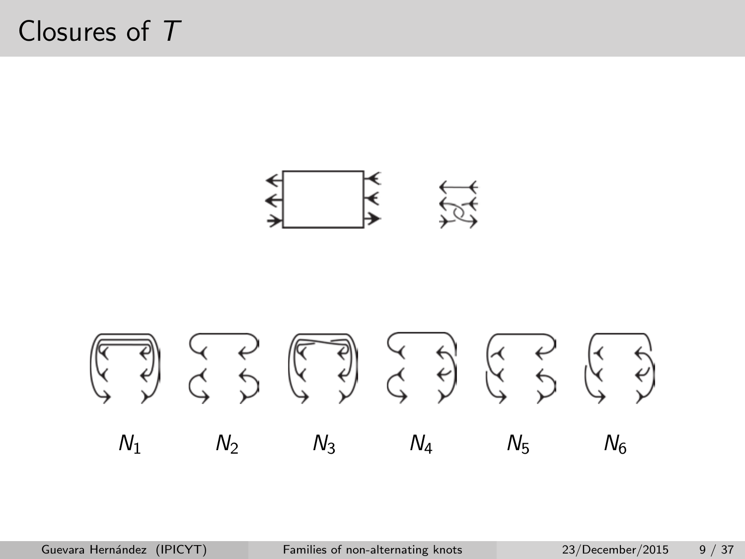# Closures of $T$

$N_1$ $N_2$ $N_3$ $N_4$ $N_5$ $N_6$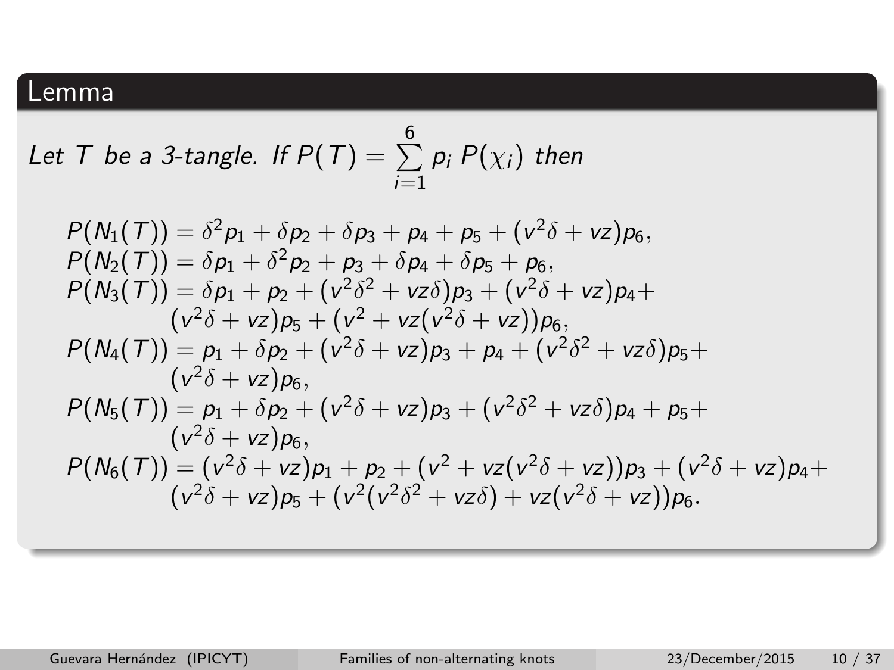## Lemma

*Let $T$ be a 3-tangle. If $P(T) = \sum_{i=1}^{6} p_i \, P(\chi_i)$ then*

$$
\begin{aligned}
P(N_1(T)) &= \delta^2 p_1 + \delta p_2 + \delta p_3 + p_4 + p_5 + (v^2\delta + vz)p_6, \\
P(N_2(T)) &= \delta p_1 + \delta^2 p_2 + p_3 + \delta p_4 + \delta p_5 + p_6, \\
P(N_3(T)) &= \delta p_1 + p_2 + (v^2\delta^2 + vz\delta)p_3 + (v^2\delta + vz)p_4 + \\
&\quad (v^2\delta + vz)p_5 + (v^2 + vz(v^2\delta + vz))p_6, \\
P(N_4(T)) &= p_1 + \delta p_2 + (v^2\delta + vz)p_3 + p_4 + (v^2\delta^2 + vz\delta)p_5 + \\
&\quad (v^2\delta + vz)p_6, \\
P(N_5(T)) &= p_1 + \delta p_2 + (v^2\delta + vz)p_3 + (v^2\delta^2 + vz\delta)p_4 + p_5 + \\
&\quad (v^2\delta + vz)p_6, \\
P(N_6(T)) &= (v^2\delta + vz)p_1 + p_2 + (v^2 + vz(v^2\delta + vz))p_3 + (v^2\delta + vz)p_4 + \\
&\quad (v^2\delta + vz)p_5 + (v^2(v^2\delta^2 + vz\delta) + vz(v^2\delta + vz))p_6.
\end{aligned}
$$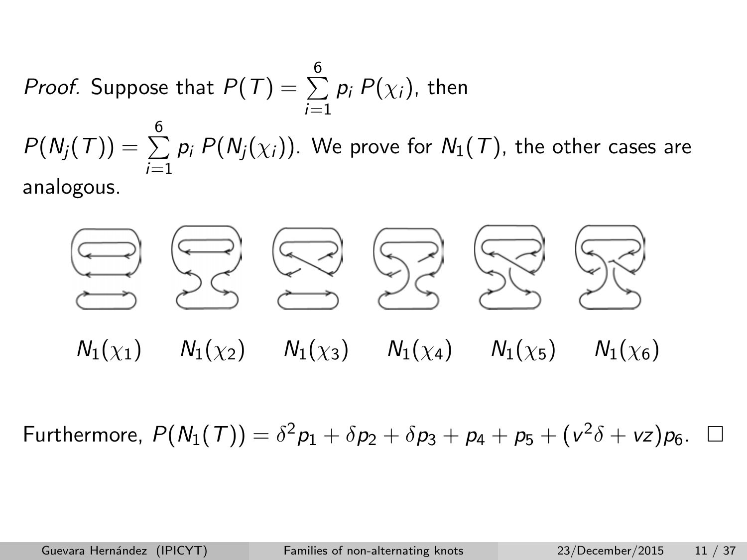*Proof.* Suppose that $P(T) = \sum_{i=1}^{6} p_i \, P(\chi_i)$, then

$P(N_j(T)) = \sum_{i=1}^{6} p_i \, P(N_j(\chi_i))$. We prove for $N_1(T)$, the other cases are analogous.

$N_1(\chi_1)$ $N_1(\chi_2)$ $N_1(\chi_3)$ $N_1(\chi_4)$ $N_1(\chi_5)$ $N_1(\chi_6)$

Furthermore, $P(N_1(T)) = \delta^2 p_1 + \delta p_2 + \delta p_3 + p_4 + p_5 + (v^2\delta + vz)p_6$. $\square$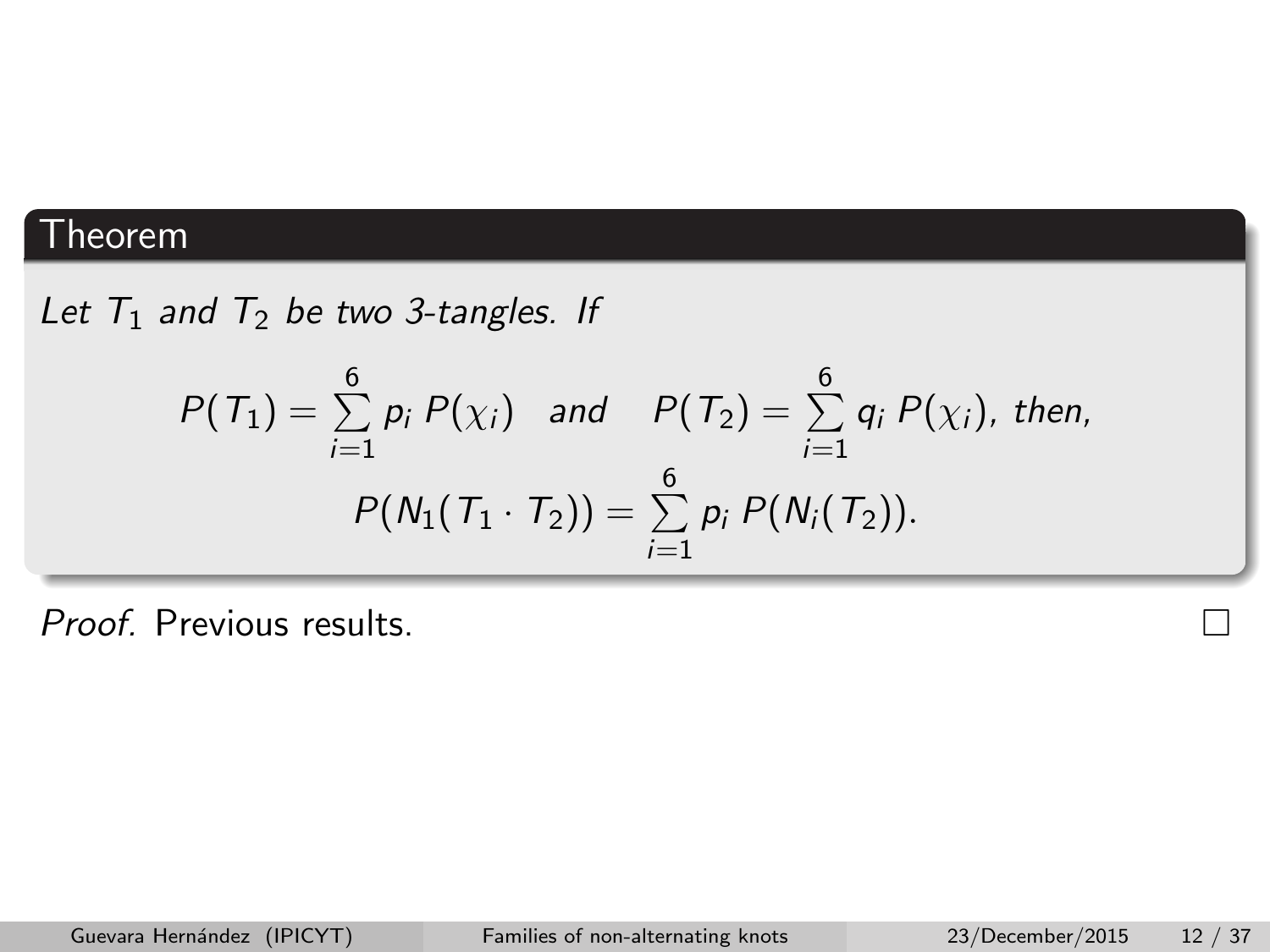### Theorem

*Let $T_1$ and $T_2$ be two 3-tangles. If*

$$P(T_1) = \sum_{i=1}^{6} p_i \, P(\chi_i) \quad \textit{and} \quad P(T_2) = \sum_{i=1}^{6} q_i \, P(\chi_i), \textit{ then,}$$

$$P(N_1(T_1 \cdot T_2)) = \sum_{i=1}^{6} p_i \, P(N_i(T_2)).$$

*Proof.* Previous results. □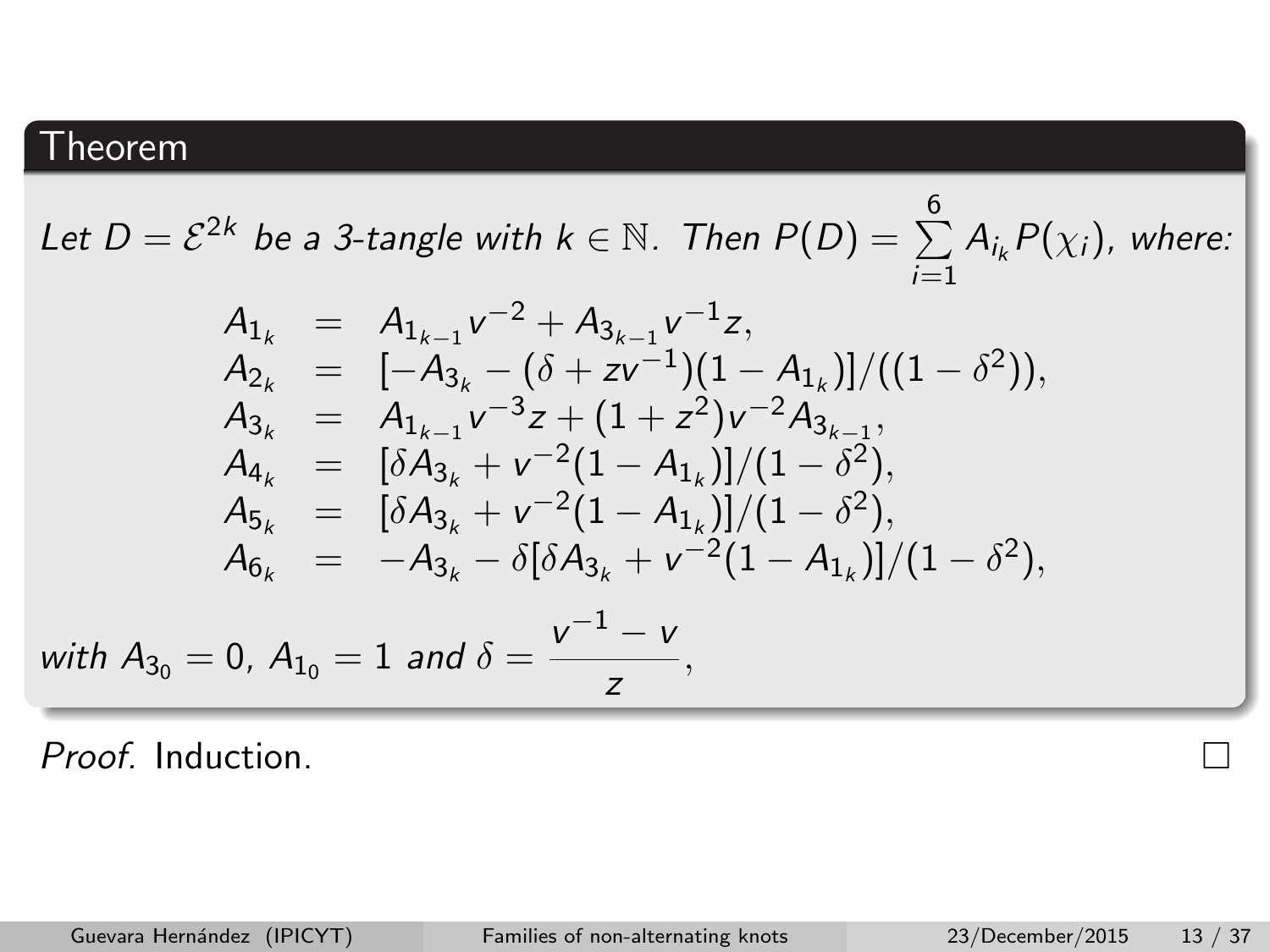## Theorem

*Let $D = \mathcal{E}^{2k}$ be a 3-tangle with $k \in \mathbb{N}$. Then $P(D) = \sum_{i=1}^{6} A_{i_k} P(\chi_i)$, where:*

$$
\begin{aligned}
A_{1_k} &= A_{1_{k-1}} v^{-2} + A_{3_{k-1}} v^{-1} z, \\
A_{2_k} &= [-A_{3_k} - (\delta + z v^{-1})(1 - A_{1_k})]/((1 - \delta^2)), \\
A_{3_k} &= A_{1_{k-1}} v^{-3} z + (1 + z^2) v^{-2} A_{3_{k-1}}, \\
A_{4_k} &= [\delta A_{3_k} + v^{-2}(1 - A_{1_k})]/(1 - \delta^2), \\
A_{5_k} &= [\delta A_{3_k} + v^{-2}(1 - A_{1_k})]/(1 - \delta^2), \\
A_{6_k} &= -A_{3_k} - \delta[\delta A_{3_k} + v^{-2}(1 - A_{1_k})]/(1 - \delta^2),
\end{aligned}
$$

*with $A_{3_0} = 0$, $A_{1_0} = 1$ and $\delta = \dfrac{v^{-1} - v}{z}$,*

*Proof.* Induction. □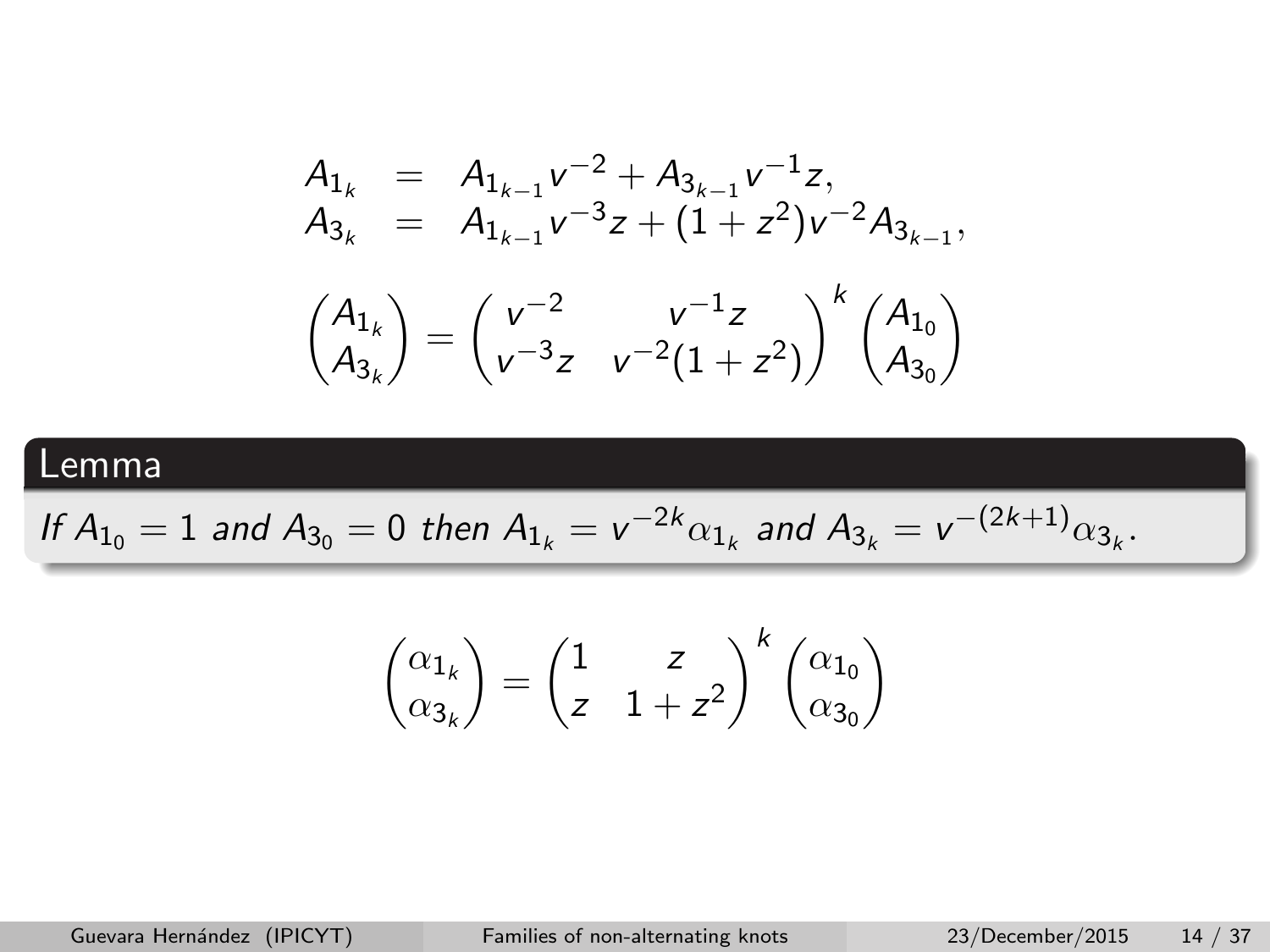$$
\begin{aligned}
A_{1_k} &= A_{1_{k-1}} v^{-2} + A_{3_{k-1}} v^{-1} z, \\
A_{3_k} &= A_{1_{k-1}} v^{-3} z + (1+z^2) v^{-2} A_{3_{k-1}},
\end{aligned}
$$

$$
\begin{pmatrix} A_{1_k} \\ A_{3_k} \end{pmatrix} = \begin{pmatrix} v^{-2} & v^{-1} z \\ v^{-3} z & v^{-2}(1+z^2) \end{pmatrix}^k \begin{pmatrix} A_{1_0} \\ A_{3_0} \end{pmatrix}
$$

## Lemma

*If $A_{1_0} = 1$ and $A_{3_0} = 0$ then $A_{1_k} = v^{-2k} \alpha_{1_k}$ and $A_{3_k} = v^{-(2k+1)} \alpha_{3_k}$.*

$$
\begin{pmatrix} \alpha_{1_k} \\ \alpha_{3_k} \end{pmatrix} = \begin{pmatrix} 1 & z \\ z & 1+z^2 \end{pmatrix}^k \begin{pmatrix} \alpha_{1_0} \\ \alpha_{3_0} \end{pmatrix}
$$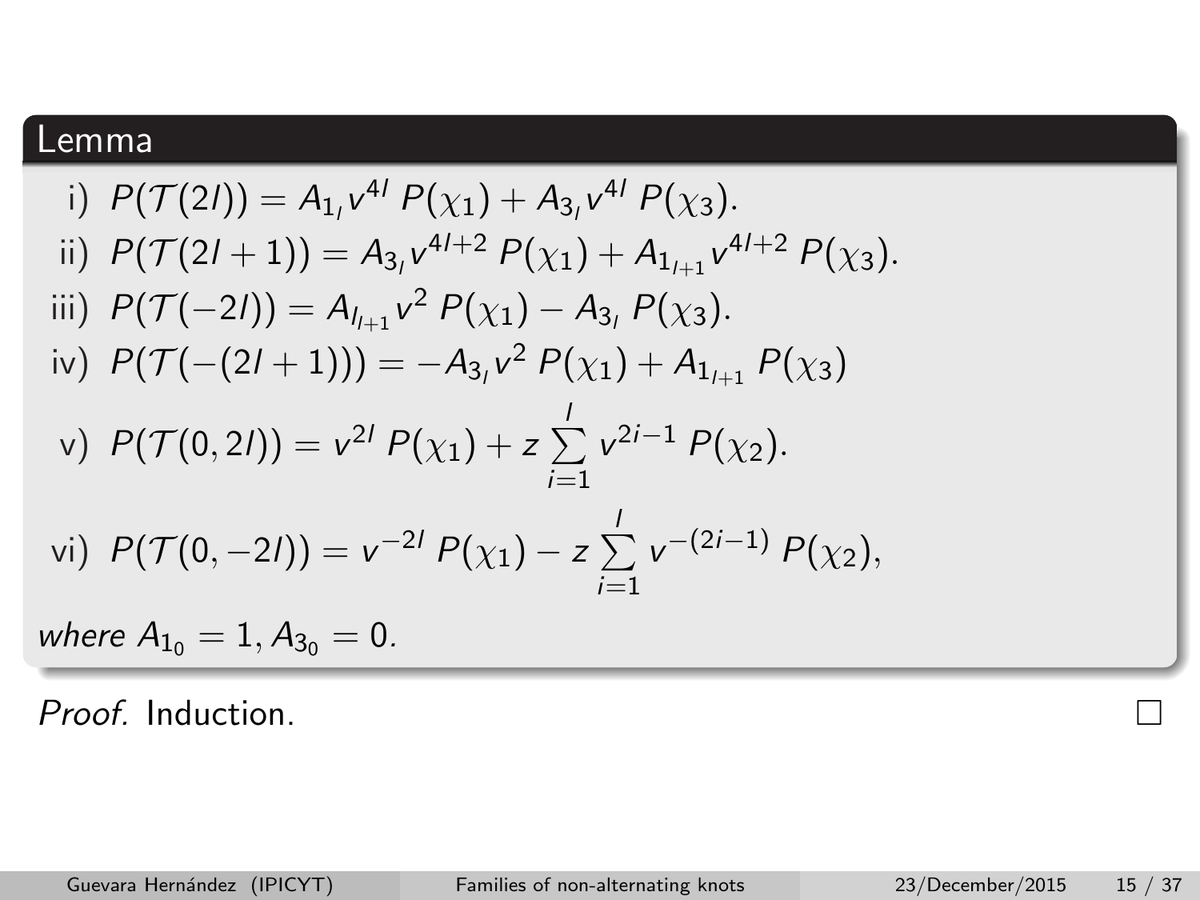**Lemma**

i) $P(\mathcal{T}(2l)) = A_{1_l} v^{4l} \, P(\chi_1) + A_{3_l} v^{4l} \, P(\chi_3)$.

ii) $P(\mathcal{T}(2l+1)) = A_{3_l} v^{4l+2} \, P(\chi_1) + A_{1_{l+1}} v^{4l+2} \, P(\chi_3)$.

iii) $P(\mathcal{T}(-2l)) = A_{l_{l+1}} v^2 \, P(\chi_1) - A_{3_l} \, P(\chi_3)$.

iv) $P(\mathcal{T}(-(2l+1))) = -A_{3_l} v^2 \, P(\chi_1) + A_{1_{l+1}} \, P(\chi_3)$

v) $P(\mathcal{T}(0, 2l)) = v^{2l} \, P(\chi_1) + z \sum_{i=1}^{l} v^{2i-1} \, P(\chi_2)$.

vi) $P(\mathcal{T}(0, -2l)) = v^{-2l} \, P(\chi_1) - z \sum_{i=1}^{l} v^{-(2i-1)} \, P(\chi_2)$,

*where* $A_{1_0} = 1, A_{3_0} = 0$.

*Proof.* Induction. □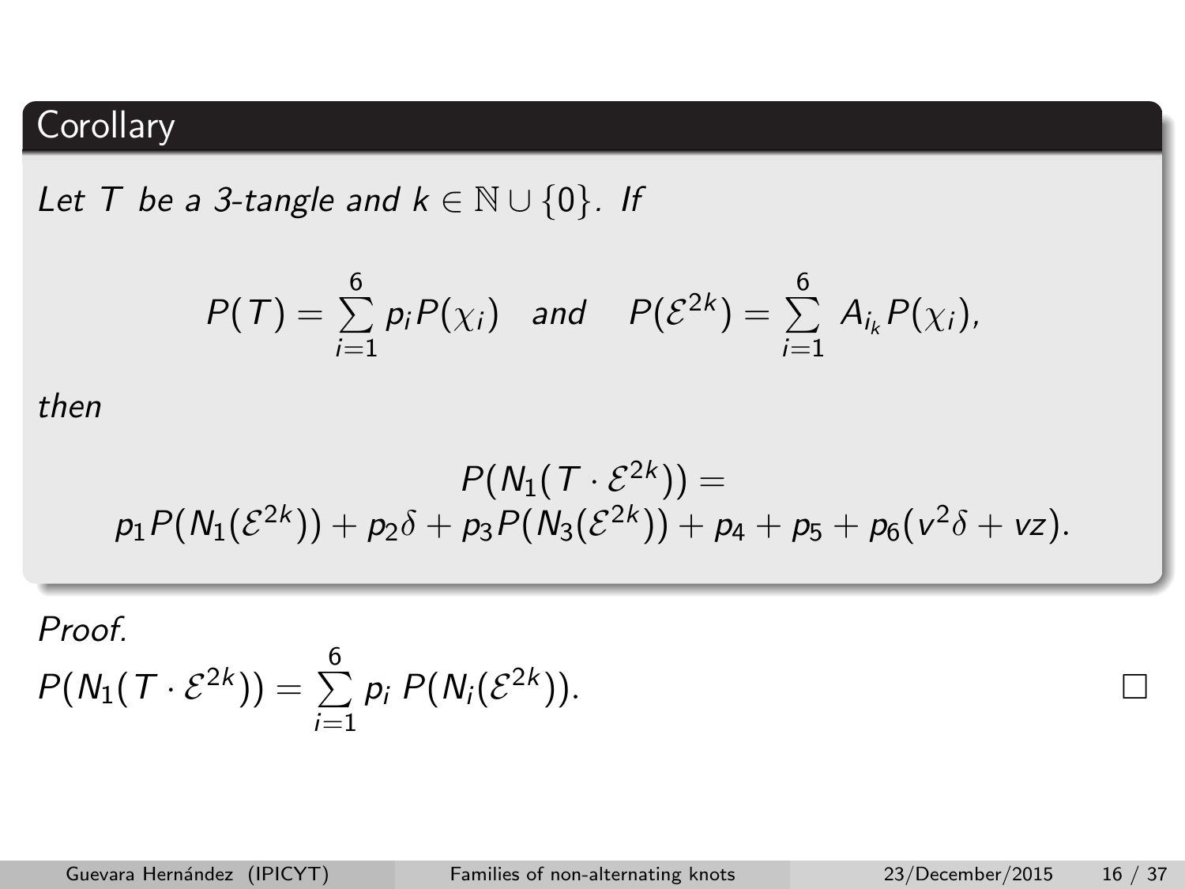## Corollary

*Let $T$ be a 3-tangle and $k \in \mathbb{N} \cup \{0\}$. If*

$$P(T) = \sum_{i=1}^{6} p_i P(\chi_i) \quad \text{and} \quad P(\mathcal{E}^{2k}) = \sum_{i=1}^{6} A_{i_k} P(\chi_i),$$

*then*

$$P(N_1(T \cdot \mathcal{E}^{2k})) =$$
$$p_1 P(N_1(\mathcal{E}^{2k})) + p_2\delta + p_3 P(N_3(\mathcal{E}^{2k})) + p_4 + p_5 + p_6(v^2\delta + vz).$$

*Proof.*

$$P(N_1(T \cdot \mathcal{E}^{2k})) = \sum_{i=1}^{6} p_i \, P(N_i(\mathcal{E}^{2k})).$$

□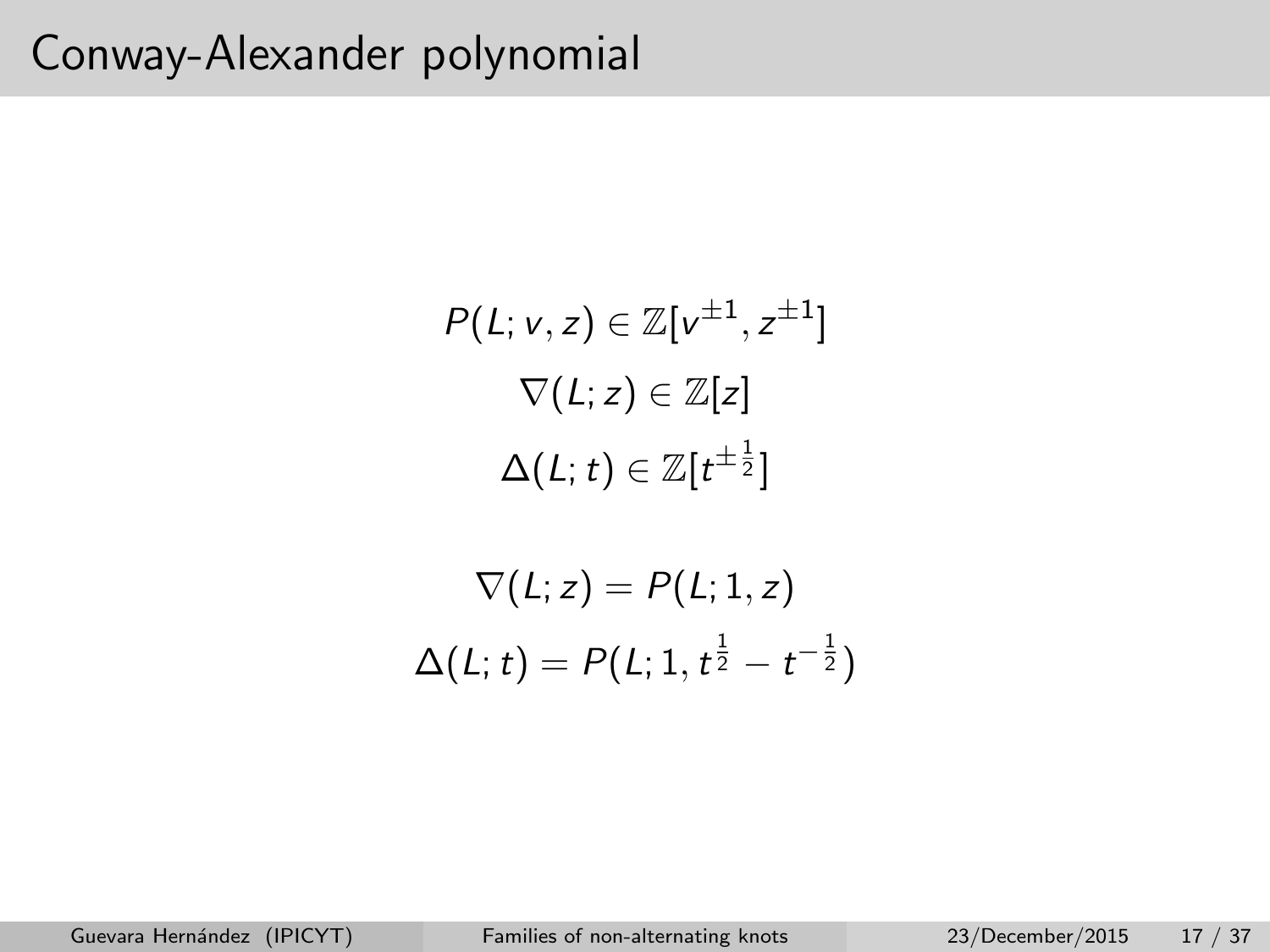# Conway-Alexander polynomial

$$P(L; v, z) \in \mathbb{Z}[v^{\pm 1}, z^{\pm 1}]$$

$$\nabla(L; z) \in \mathbb{Z}[z]$$

$$\Delta(L; t) \in \mathbb{Z}[t^{\pm \frac{1}{2}}]$$

$$\nabla(L; z) = P(L; 1, z)$$

$$\Delta(L; t) = P(L; 1, t^{\frac{1}{2}} - t^{-\frac{1}{2}})$$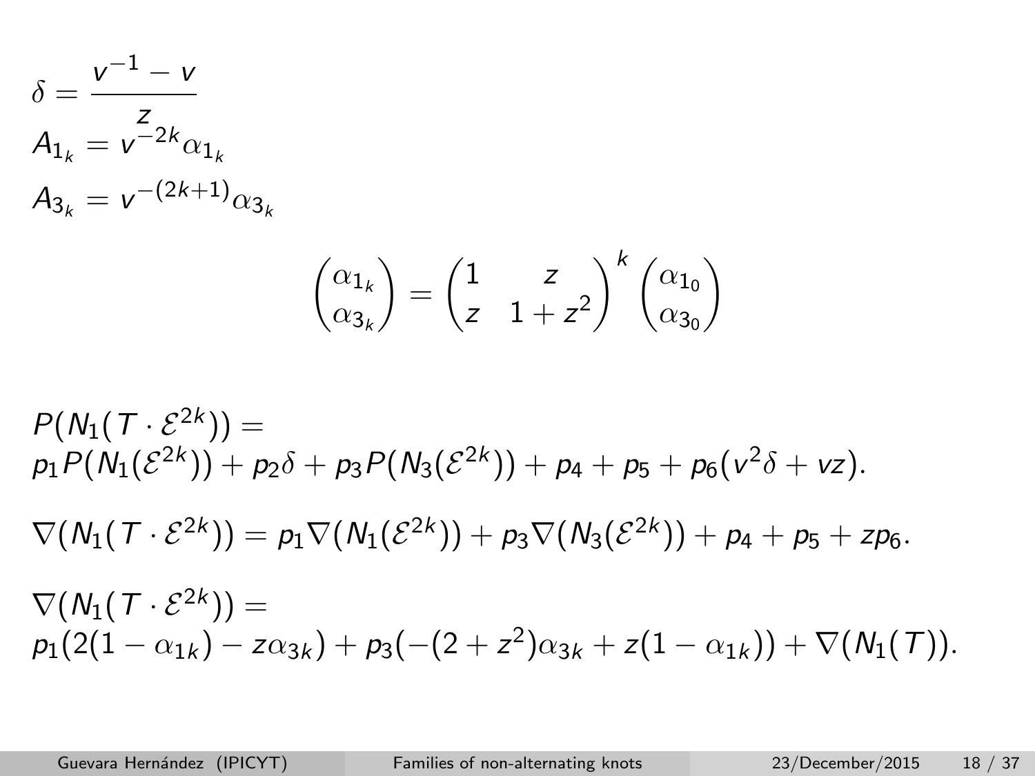$$\delta = \frac{v^{-1} - v}{z}$$

$$A_{1_k} = v^{-2k}\alpha_{1_k}$$

$$A_{3_k} = v^{-(2k+1)}\alpha_{3_k}$$

$$\begin{pmatrix} \alpha_{1_k} \\ \alpha_{3_k} \end{pmatrix} = \begin{pmatrix} 1 & z \\ z & 1+z^2 \end{pmatrix}^k \begin{pmatrix} \alpha_{1_0} \\ \alpha_{3_0} \end{pmatrix}$$

$$P(N_1(T \cdot \mathcal{E}^{2k})) = p_1 P(N_1(\mathcal{E}^{2k})) + p_2\delta + p_3 P(N_3(\mathcal{E}^{2k})) + p_4 + p_5 + p_6(v^2\delta + vz).$$

$$\nabla(N_1(T \cdot \mathcal{E}^{2k})) = p_1 \nabla(N_1(\mathcal{E}^{2k})) + p_3 \nabla(N_3(\mathcal{E}^{2k})) + p_4 + p_5 + zp_6.$$

$$\nabla(N_1(T \cdot \mathcal{E}^{2k})) = p_1(2(1 - \alpha_{1k}) - z\alpha_{3k}) + p_3(-(2 + z^2)\alpha_{3k} + z(1 - \alpha_{1k})) + \nabla(N_1(T)).$$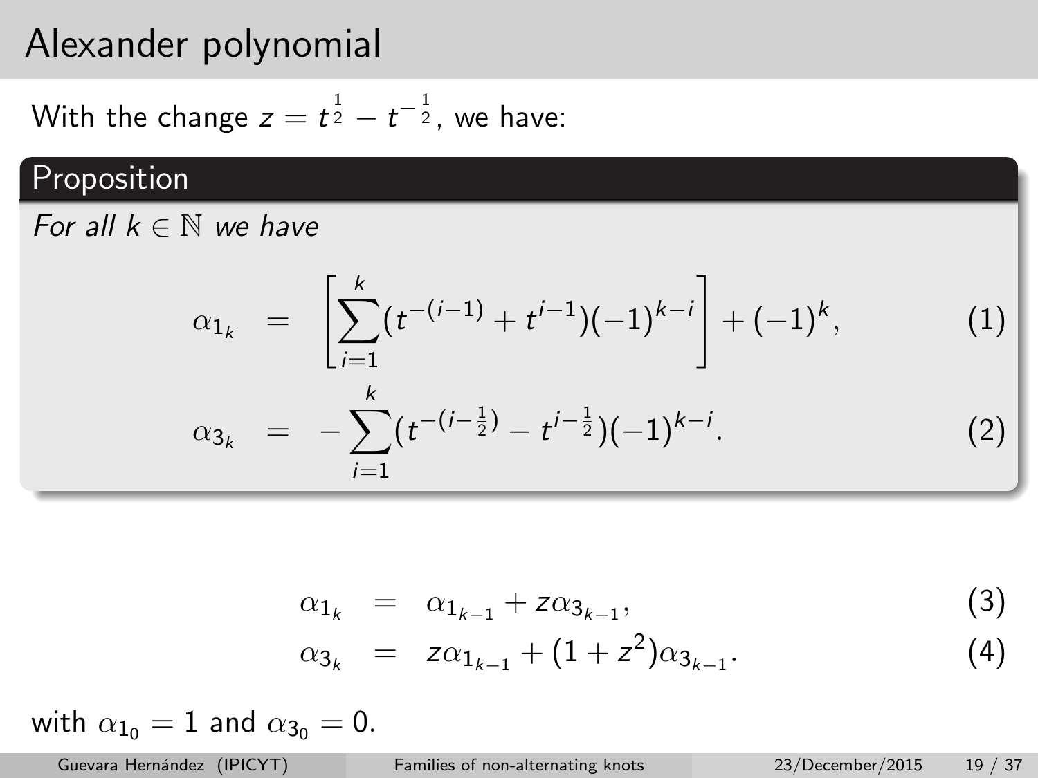# Alexander polynomial

With the change $z = t^{\frac{1}{2}} - t^{-\frac{1}{2}}$, we have:

**Proposition**

*For all $k \in \mathbb{N}$ we have*

$$\alpha_{1_k} = \left[\sum_{i=1}^{k} (t^{-(i-1)} + t^{i-1})(-1)^{k-i}\right] + (-1)^k, \qquad (1)$$

$$\alpha_{3_k} = -\sum_{i=1}^{k} (t^{-(i-\frac{1}{2})} - t^{i-\frac{1}{2}})(-1)^{k-i}. \qquad (2)$$

$$\alpha_{1_k} = \alpha_{1_{k-1}} + z\alpha_{3_{k-1}}, \qquad (3)$$

$$\alpha_{3_k} = z\alpha_{1_{k-1}} + (1+z^2)\alpha_{3_{k-1}}. \qquad (4)$$

with $\alpha_{1_0} = 1$ and $\alpha_{3_0} = 0$.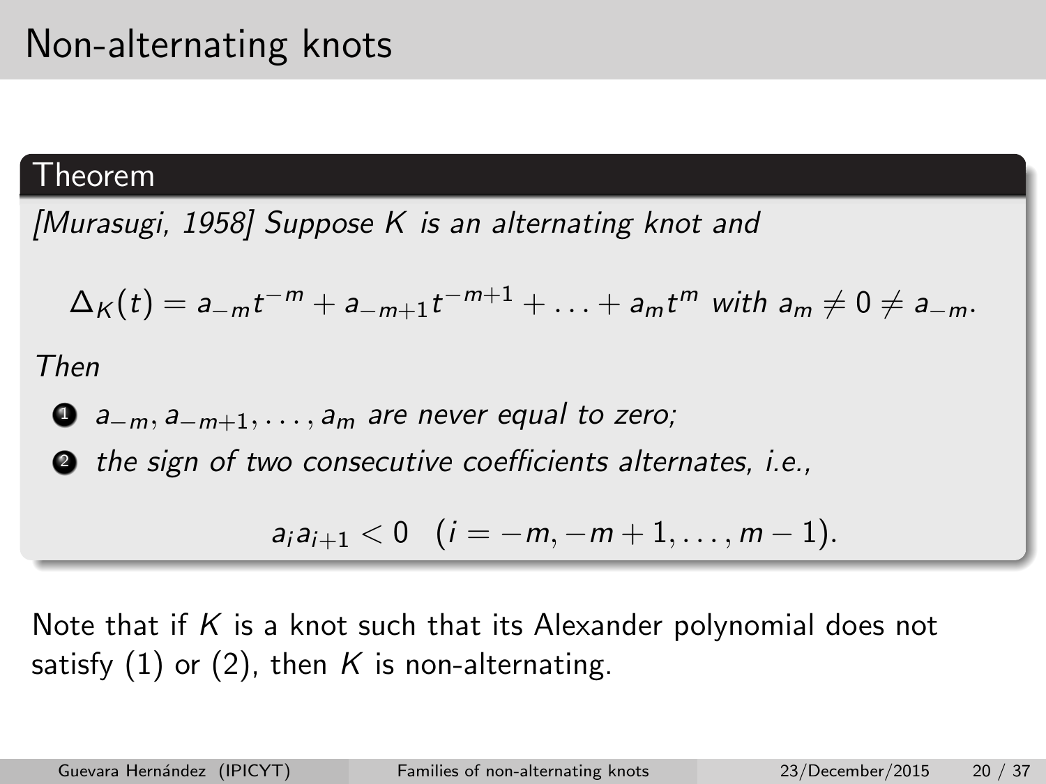# Non-alternating knots

**Theorem**

*[Murasugi, 1958] Suppose $K$ is an alternating knot and*

$$\Delta_K(t) = a_{-m}t^{-m} + a_{-m+1}t^{-m+1} + \ldots + a_m t^m \text{ with } a_m \neq 0 \neq a_{-m}.$$

*Then*

1. $a_{-m}, a_{-m+1}, \ldots, a_m$ *are never equal to zero;*
2. *the sign of two consecutive coefficients alternates, i.e.,*

$$a_i a_{i+1} < 0 \quad (i = -m, -m+1, \ldots, m-1).$$

Note that if $K$ is a knot such that its Alexander polynomial does not satisfy (1) or (2), then $K$ is non-alternating.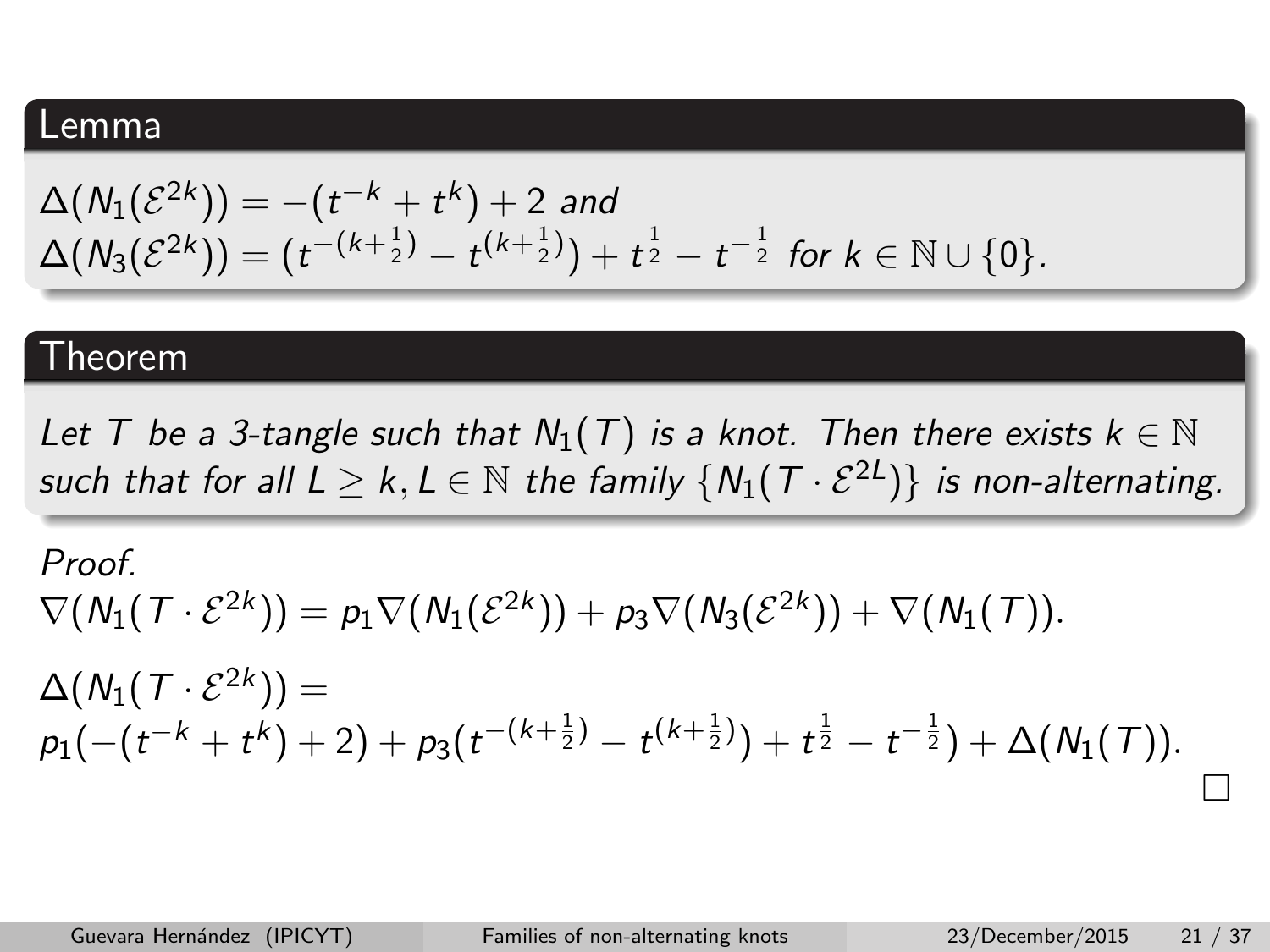**Lemma**

$\Delta(N_1(\mathcal{E}^{2k})) = -(t^{-k} + t^{k}) + 2$ *and*
$\Delta(N_3(\mathcal{E}^{2k})) = (t^{-(k+\frac{1}{2})} - t^{(k+\frac{1}{2})}) + t^{\frac{1}{2}} - t^{-\frac{1}{2}}$ *for* $k \in \mathbb{N} \cup \{0\}$.

**Theorem**

*Let $T$ be a 3-tangle such that $N_1(T)$ is a knot. Then there exists $k \in \mathbb{N}$ such that for all $L \geq k, L \in \mathbb{N}$ the family $\{N_1(T \cdot \mathcal{E}^{2L})\}$ is non-alternating.*

*Proof.*

$$\nabla(N_1(T \cdot \mathcal{E}^{2k})) = p_1 \nabla(N_1(\mathcal{E}^{2k})) + p_3 \nabla(N_3(\mathcal{E}^{2k})) + \nabla(N_1(T)).$$

$$\Delta(N_1(T \cdot \mathcal{E}^{2k})) =$$
$$p_1(-(t^{-k} + t^{k}) + 2) + p_3(t^{-(k+\frac{1}{2})} - t^{(k+\frac{1}{2})}) + t^{\frac{1}{2}} - t^{-\frac{1}{2}}) + \Delta(N_1(T)).$$

□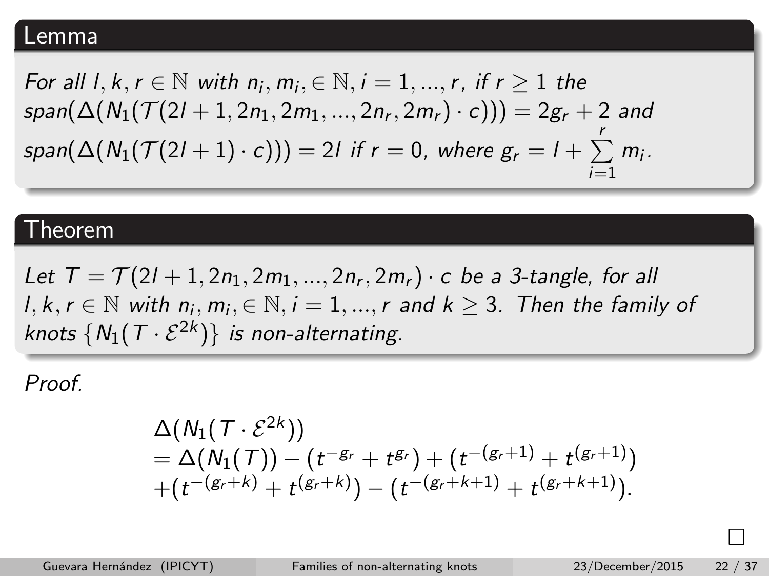## Lemma

*For all $l, k, r \in \mathbb{N}$ with $n_i, m_i, \in \mathbb{N}, i = 1, ..., r$, if $r \geq 1$ the $span(\Delta(N_1(\mathcal{T}(2l+1, 2n_1, 2m_1, ..., 2n_r, 2m_r) \cdot c))) = 2g_r + 2$ and $span(\Delta(N_1(\mathcal{T}(2l+1) \cdot c))) = 2l$ if $r = 0$, where $g_r = l + \sum_{i=1}^{r} m_i$.*

## Theorem

*Let $T = \mathcal{T}(2l+1, 2n_1, 2m_1, ..., 2n_r, 2m_r) \cdot c$ be a 3-tangle, for all $l, k, r \in \mathbb{N}$ with $n_i, m_i, \in \mathbb{N}, i = 1, ..., r$ and $k \geq 3$. Then the family of knots $\{N_1(T \cdot \mathcal{E}^{2k})\}$ is non-alternating.*

*Proof.*

$$
\begin{aligned}
&\Delta(N_1(T \cdot \mathcal{E}^{2k})) \\
&= \Delta(N_1(T)) - (t^{-g_r} + t^{g_r}) + (t^{-(g_r+1)} + t^{(g_r+1)}) \\
&+ (t^{-(g_r+k)} + t^{(g_r+k)}) - (t^{-(g_r+k+1)} + t^{(g_r+k+1)}).
\end{aligned}
$$

□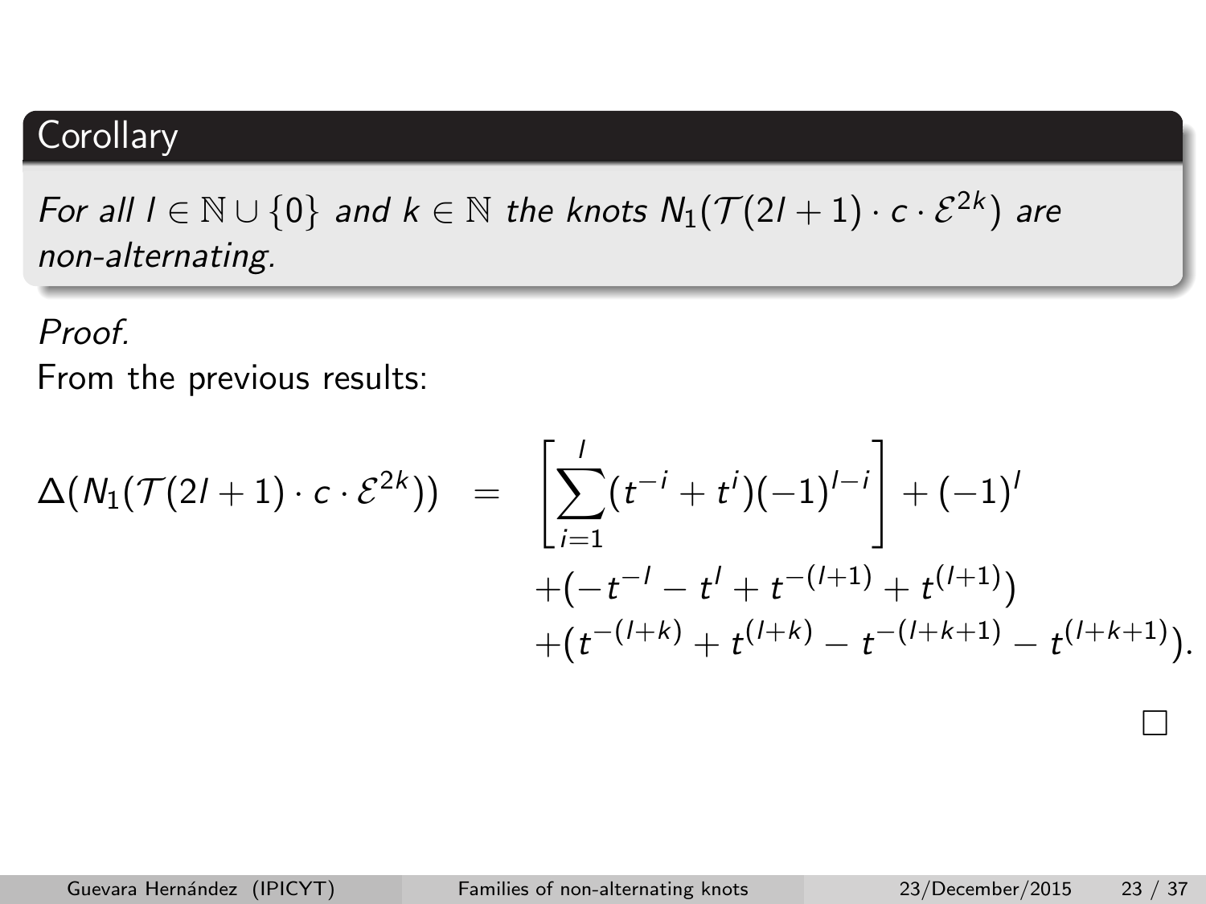**Corollary**

*For all $l \in \mathbb{N} \cup \{0\}$ and $k \in \mathbb{N}$ the knots $N_1(\mathcal{T}(2l+1) \cdot c \cdot \mathcal{E}^{2k})$ are non-alternating.*

*Proof.*

From the previous results:

$$
\begin{aligned}
\Delta(N_1(\mathcal{T}(2l+1) \cdot c \cdot \mathcal{E}^{2k})) \quad = \quad & \left[\sum_{i=1}^{l} (t^{-i} + t^{i})(-1)^{l-i}\right] + (-1)^{l} \\
& +(-t^{-l} - t^{l} + t^{-(l+1)} + t^{(l+1)}) \\
& +(t^{-(l+k)} + t^{(l+k)} - t^{-(l+k+1)} - t^{(l+k+1)}).
\end{aligned}
$$

□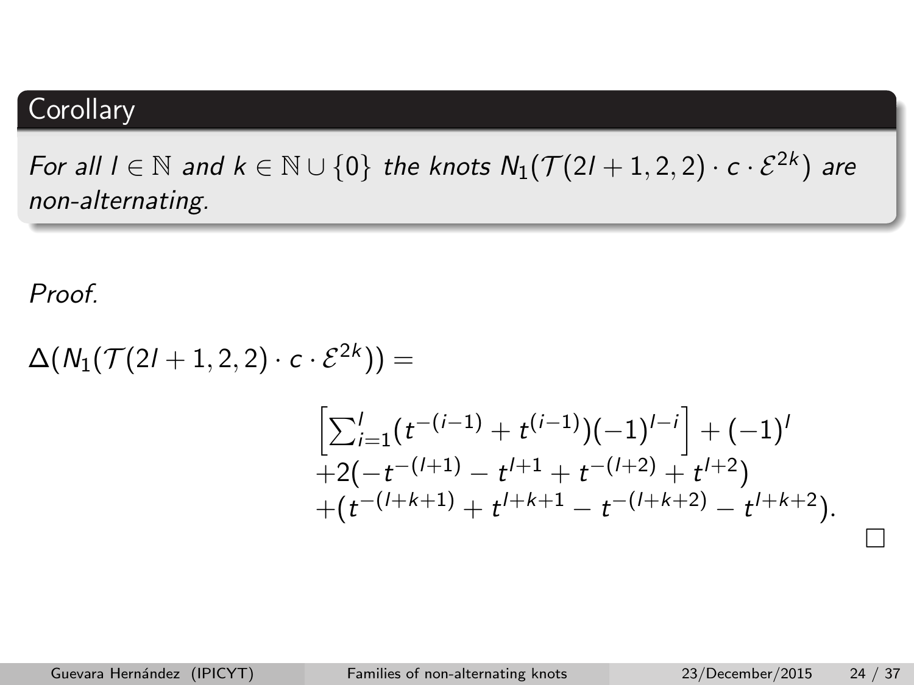## Corollary

*For all $l \in \mathbb{N}$ and $k \in \mathbb{N} \cup \{0\}$ the knots $N_1(\mathcal{T}(2l+1,2,2) \cdot c \cdot \mathcal{E}^{2k})$ are non-alternating.*

*Proof.*

$$\Delta(N_1(\mathcal{T}(2l+1,2,2) \cdot c \cdot \mathcal{E}^{2k})) =$$

$$\begin{aligned}
&\left[\sum_{i=1}^{l}(t^{-(i-1)} + t^{(i-1)})(-1)^{l-i}\right] + (-1)^l \\
&+2(-t^{-(l+1)} - t^{l+1} + t^{-(l+2)} + t^{l+2}) \\
&+(t^{-(l+k+1)} + t^{l+k+1} - t^{-(l+k+2)} - t^{l+k+2}).
\end{aligned}$$

□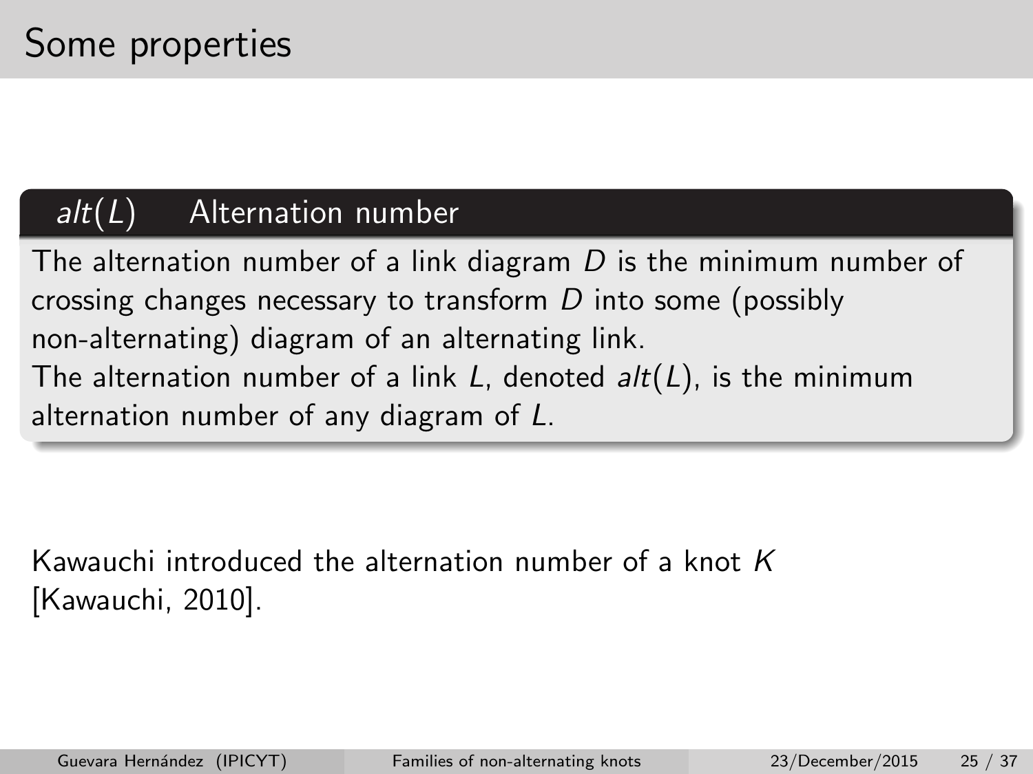# Some properties

**$alt(L)$ Alternation number**

The alternation number of a link diagram $D$ is the minimum number of crossing changes necessary to transform $D$ into some (possibly non-alternating) diagram of an alternating link.
The alternation number of a link $L$, denoted $alt(L)$, is the minimum alternation number of any diagram of $L$.

Kawauchi introduced the alternation number of a knot $K$ [Kawauchi, 2010].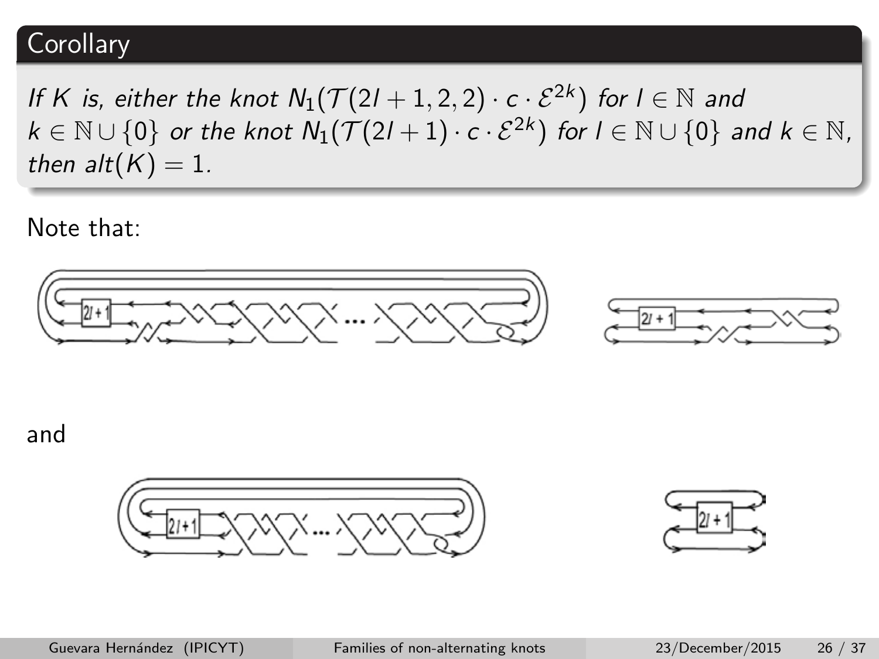## Corollary

*If $K$ is, either the knot $N_1(\mathcal{T}(2l+1,2,2) \cdot c \cdot \mathcal{E}^{2k})$ for $l \in \mathbb{N}$ and $k \in \mathbb{N} \cup \{0\}$ or the knot $N_1(\mathcal{T}(2l+1) \cdot c \cdot \mathcal{E}^{2k})$ for $l \in \mathbb{N} \cup \{0\}$ and $k \in \mathbb{N}$, then $alt(K) = 1$.*

Note that:

2l + 1

2l + 1

and

2l+1

2l + 1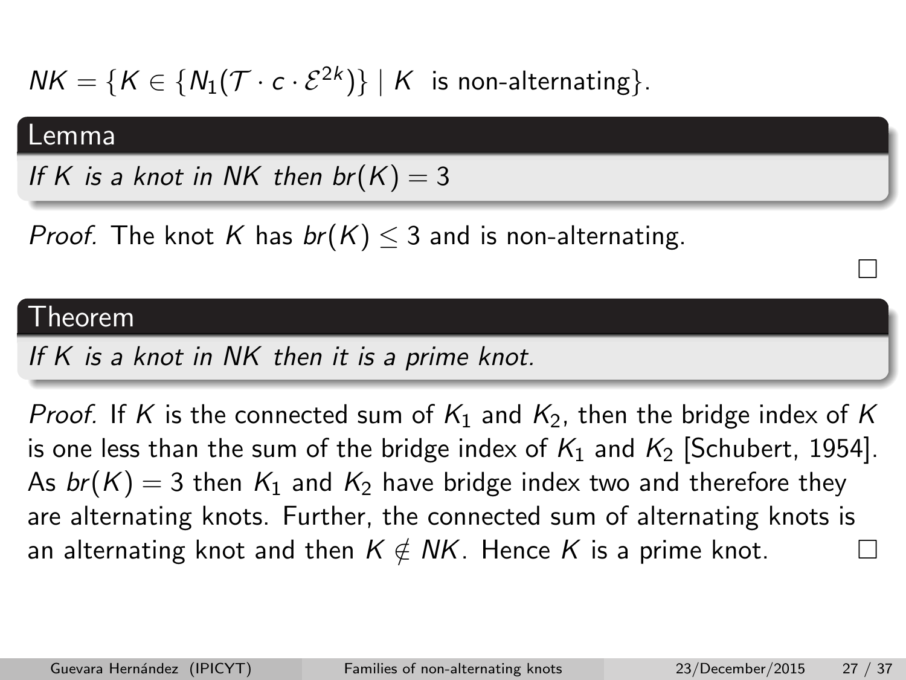$NK = \{K \in \{N_1(\mathcal{T} \cdot c \cdot \mathcal{E}^{2k})\} \mid K \text{ is non-alternating}\}$.

**Lemma**

*If $K$ is a knot in $NK$ then $br(K) = 3$*

*Proof.* The knot $K$ has $br(K) \leq 3$ and is non-alternating. □

**Theorem**

*If $K$ is a knot in $NK$ then it is a prime knot.*

*Proof.* If $K$ is the connected sum of $K_1$ and $K_2$, then the bridge index of $K$ is one less than the sum of the bridge index of $K_1$ and $K_2$ [Schubert, 1954]. As $br(K) = 3$ then $K_1$ and $K_2$ have bridge index two and therefore they are alternating knots. Further, the connected sum of alternating knots is an alternating knot and then $K \notin NK$. Hence $K$ is a prime knot. □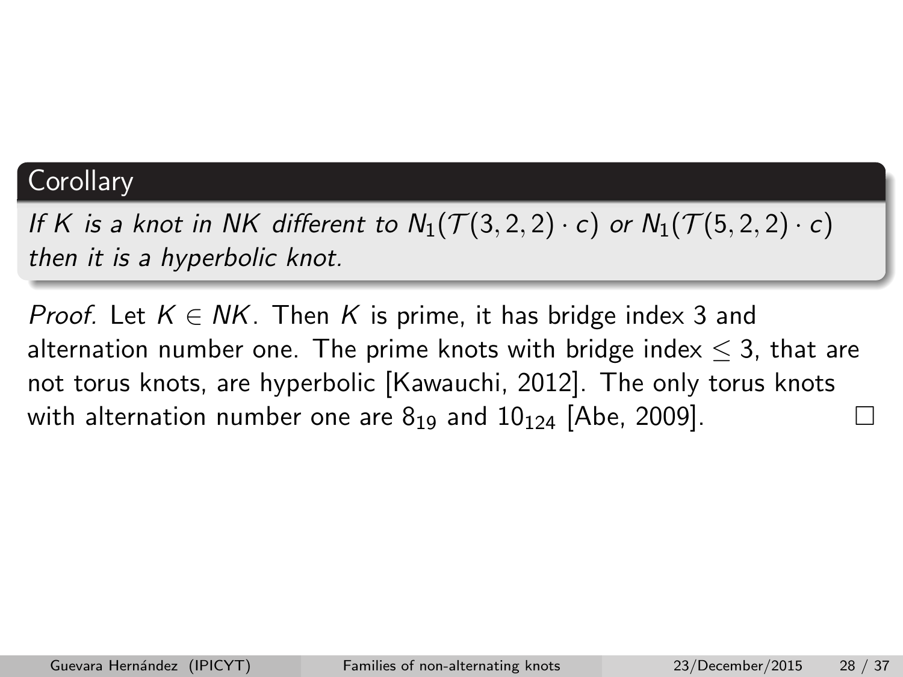**Corollary**

*If $K$ is a knot in $NK$ different to $N_1(\mathcal{T}(3,2,2) \cdot c)$ or $N_1(\mathcal{T}(5,2,2) \cdot c)$ then it is a hyperbolic knot.*

*Proof.* Let $K \in NK$. Then $K$ is prime, it has bridge index 3 and alternation number one. The prime knots with bridge index $\leq 3$, that are not torus knots, are hyperbolic [Kawauchi, 2012]. The only torus knots with alternation number one are $8_{19}$ and $10_{124}$ [Abe, 2009]. □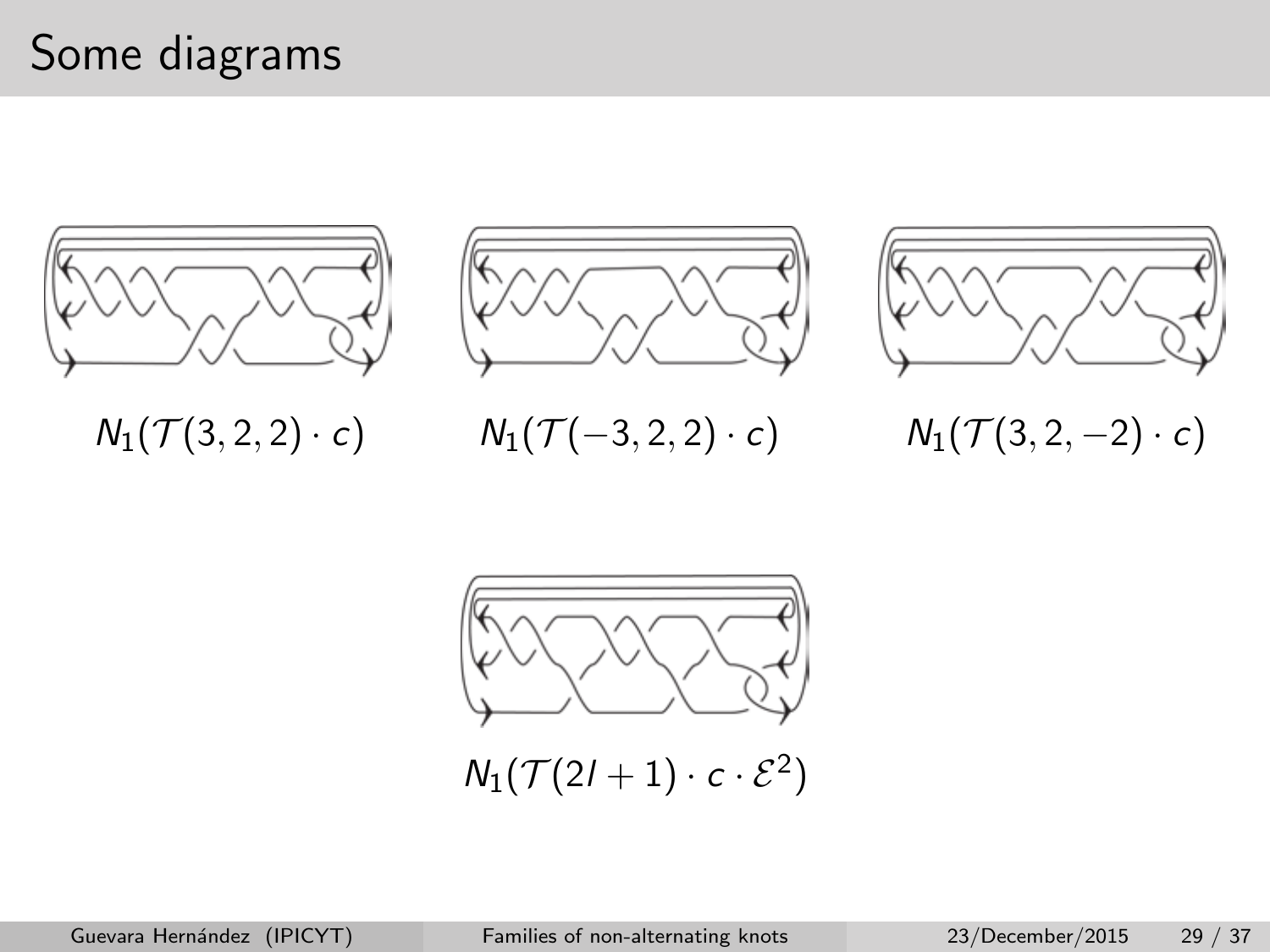# Some diagrams

$N_1(\mathcal{T}(3,2,2)\cdot c)$

$N_1(\mathcal{T}(-3,2,2)\cdot c)$

$N_1(\mathcal{T}(3,2,-2)\cdot c)$

$N_1(\mathcal{T}(2l+1)\cdot c\cdot \mathcal{E}^2)$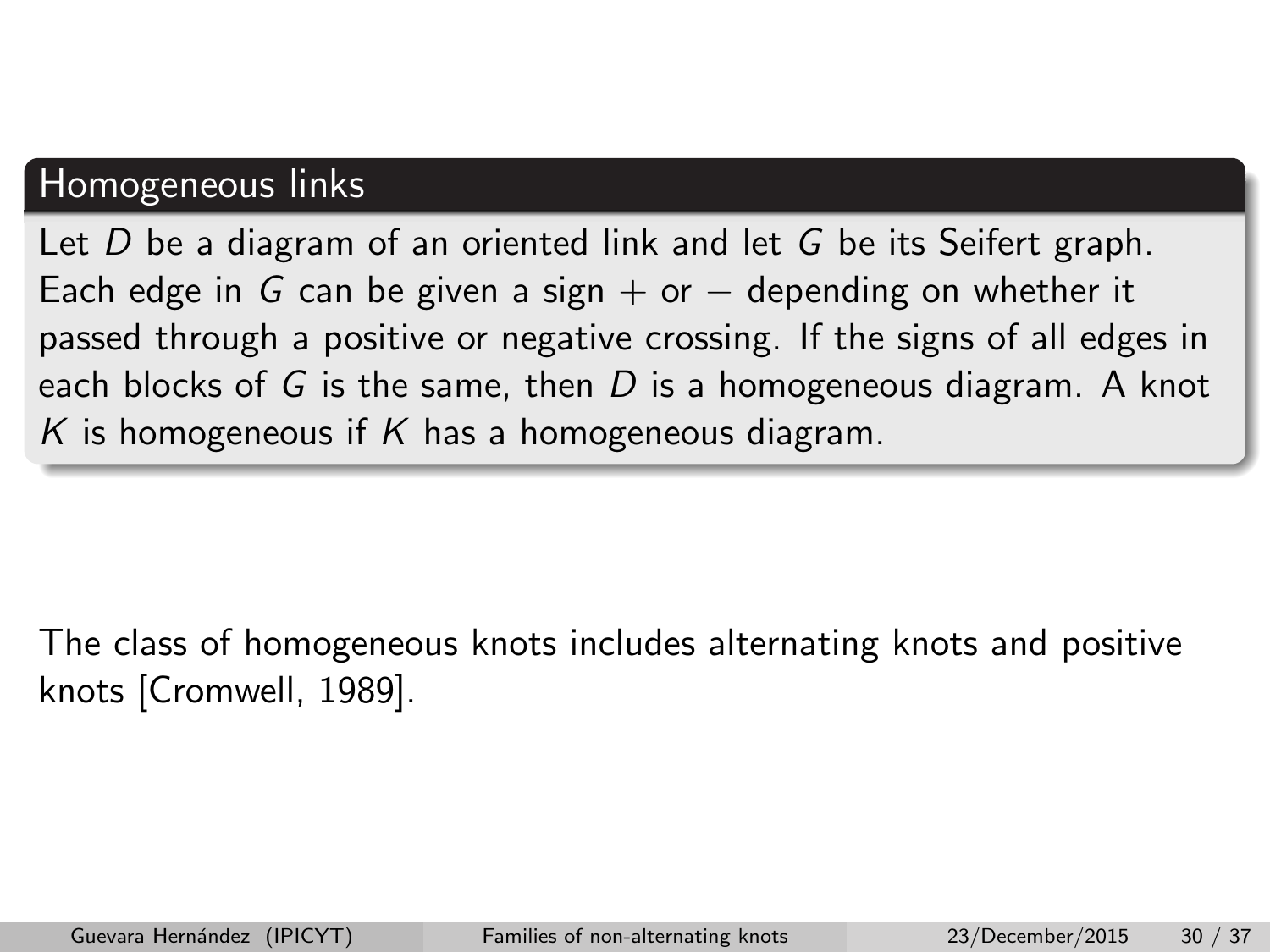## Homogeneous links

Let $D$ be a diagram of an oriented link and let $G$ be its Seifert graph. Each edge in $G$ can be given a sign $+$ or $-$ depending on whether it passed through a positive or negative crossing. If the signs of all edges in each blocks of $G$ is the same, then $D$ is a homogeneous diagram. A knot $K$ is homogeneous if $K$ has a homogeneous diagram.

The class of homogeneous knots includes alternating knots and positive knots [Cromwell, 1989].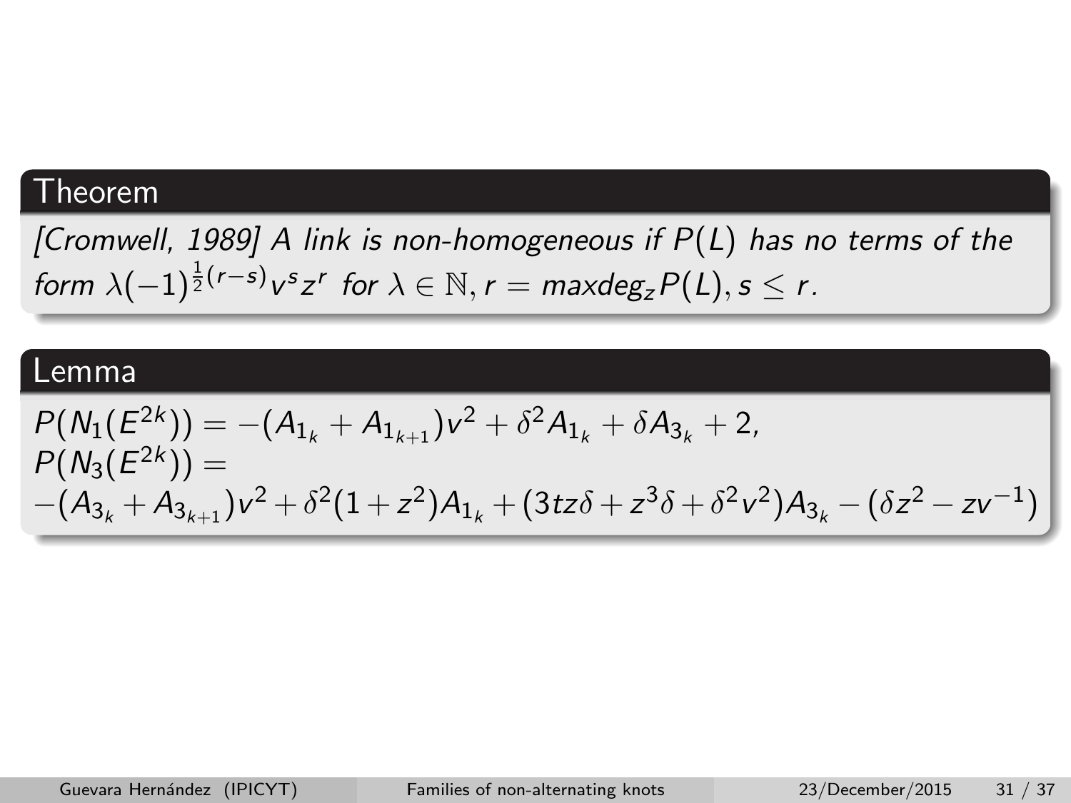## Theorem

*[Cromwell, 1989] A link is non-homogeneous if $P(L)$ has no terms of the form $\lambda(-1)^{\frac{1}{2}(r-s)}v^s z^r$ for $\lambda \in \mathbb{N}, r = maxdeg_z P(L), s \leq r$.*

## Lemma

$$P(N_1(E^{2k})) = -(A_{1_k} + A_{1_{k+1}})v^2 + \delta^2 A_{1_k} + \delta A_{3_k} + 2,$$

$$P(N_3(E^{2k})) =$$

$$-(A_{3_k} + A_{3_{k+1}})v^2 + \delta^2(1+z^2)A_{1_k} + (3tz\delta + z^3\delta + \delta^2 v^2)A_{3_k} - (\delta z^2 - zv^{-1})$$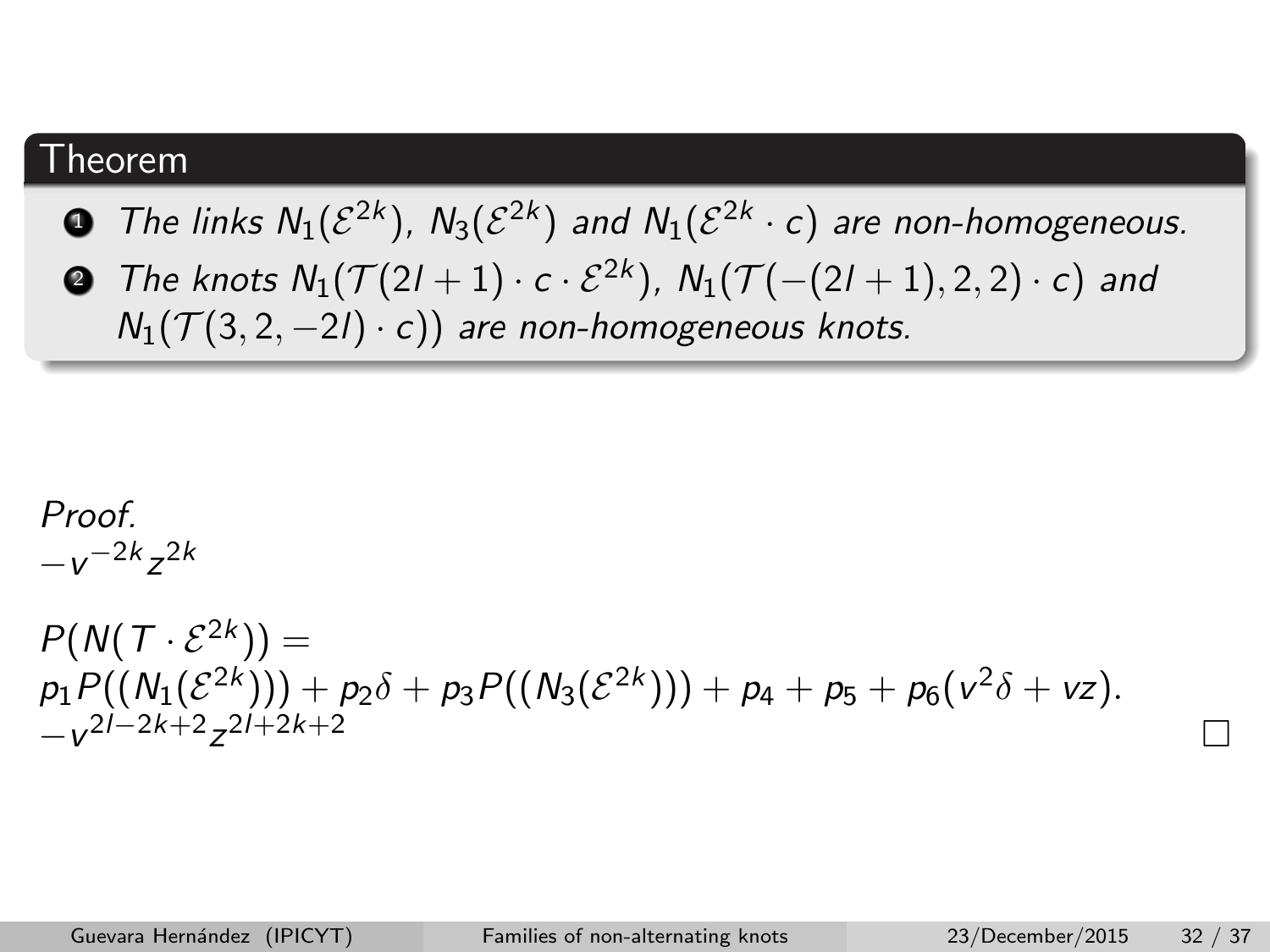## Theorem

1. *The links $N_1(\mathcal{E}^{2k})$, $N_3(\mathcal{E}^{2k})$ and $N_1(\mathcal{E}^{2k} \cdot c)$ are non-homogeneous.*
2. *The knots $N_1(\mathcal{T}(2l+1) \cdot c \cdot \mathcal{E}^{2k})$, $N_1(\mathcal{T}(-(2l+1), 2, 2) \cdot c)$ and $N_1(\mathcal{T}(3, 2, -2l) \cdot c))$ are non-homogeneous knots.*

*Proof.*

$-v^{-2k}z^{2k}$

$$P(N(T \cdot \mathcal{E}^{2k})) =$$
$$p_1 P((N_1(\mathcal{E}^{2k}))) + p_2\delta + p_3 P((N_3(\mathcal{E}^{2k}))) + p_4 + p_5 + p_6(v^2\delta + vz).$$

$-v^{2l-2k+2}z^{2l+2k+2}$

□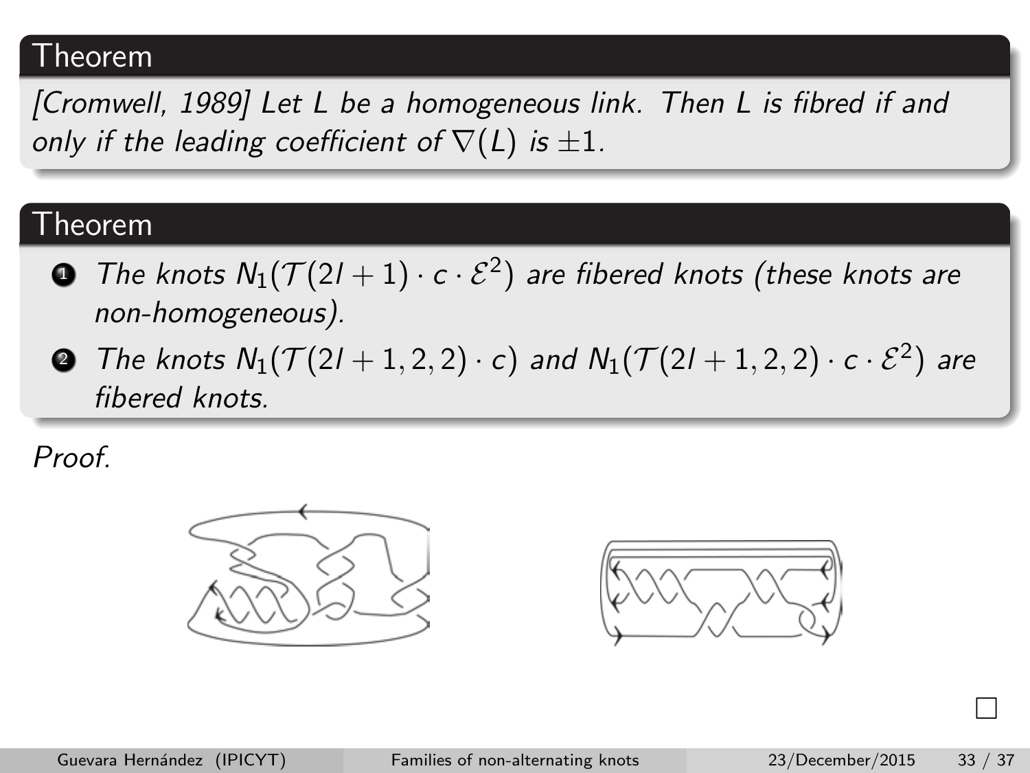**Theorem**

*[Cromwell, 1989] Let L be a homogeneous link. Then L is fibred if and only if the leading coefficient of $\nabla(L)$ is $\pm 1$.*

**Theorem**

1. *The knots $N_1(\mathcal{T}(2l+1) \cdot c \cdot \mathcal{E}^2)$ are fibered knots (these knots are non-homogeneous).*
2. *The knots $N_1(\mathcal{T}(2l+1, 2, 2) \cdot c)$ and $N_1(\mathcal{T}(2l+1, 2, 2) \cdot c \cdot \mathcal{E}^2)$ are fibered knots.*

*Proof.*

□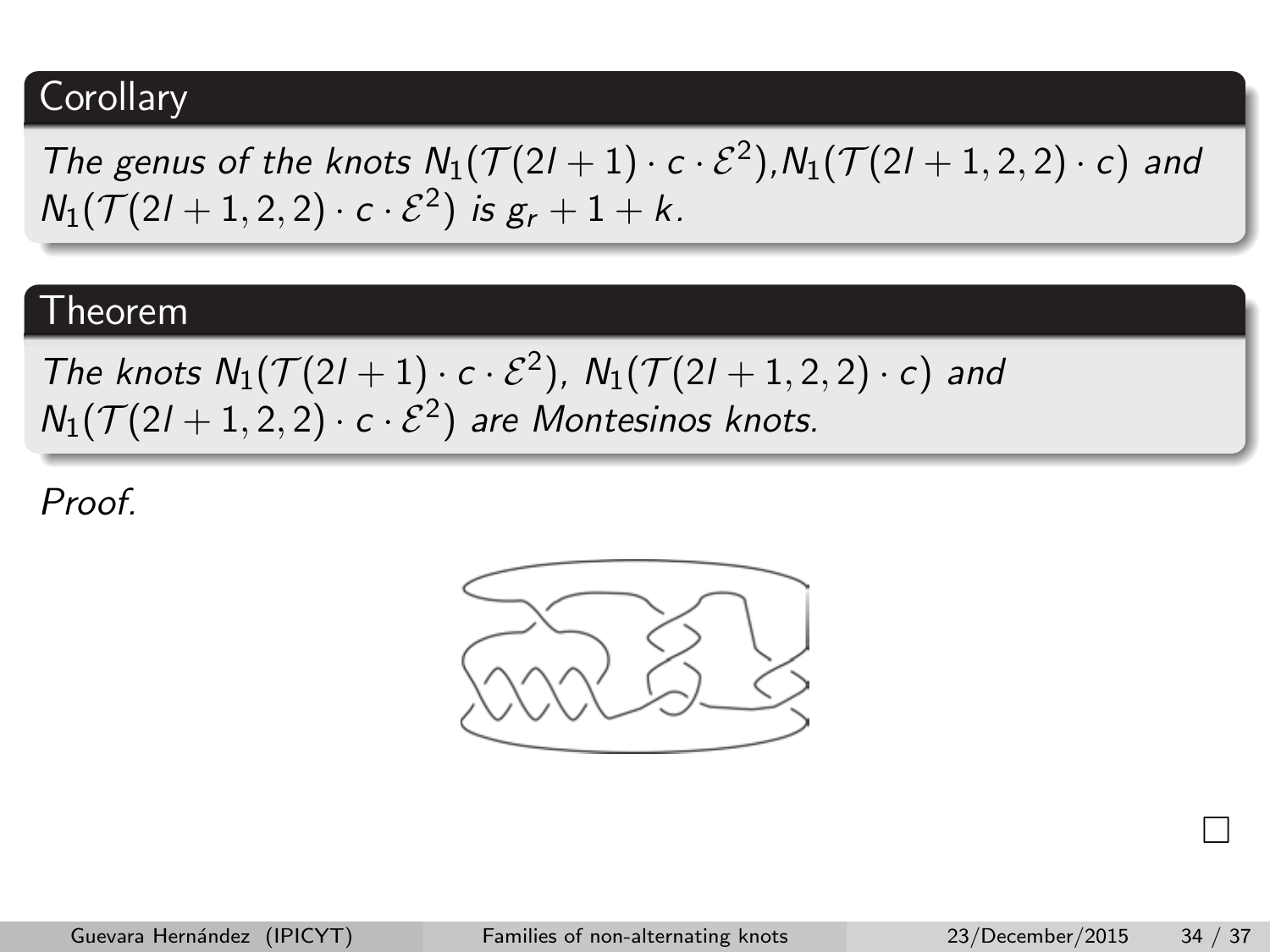## Corollary

*The genus of the knots $N_1(\mathcal{T}(2l+1) \cdot c \cdot \mathcal{E}^2)$, $N_1(\mathcal{T}(2l+1,2,2) \cdot c)$ and $N_1(\mathcal{T}(2l+1,2,2) \cdot c \cdot \mathcal{E}^2)$ is $g_r + 1 + k$.*

## Theorem

*The knots $N_1(\mathcal{T}(2l+1) \cdot c \cdot \mathcal{E}^2)$, $N_1(\mathcal{T}(2l+1,2,2) \cdot c)$ and $N_1(\mathcal{T}(2l+1,2,2) \cdot c \cdot \mathcal{E}^2)$ are Montesinos knots.*

*Proof.*

□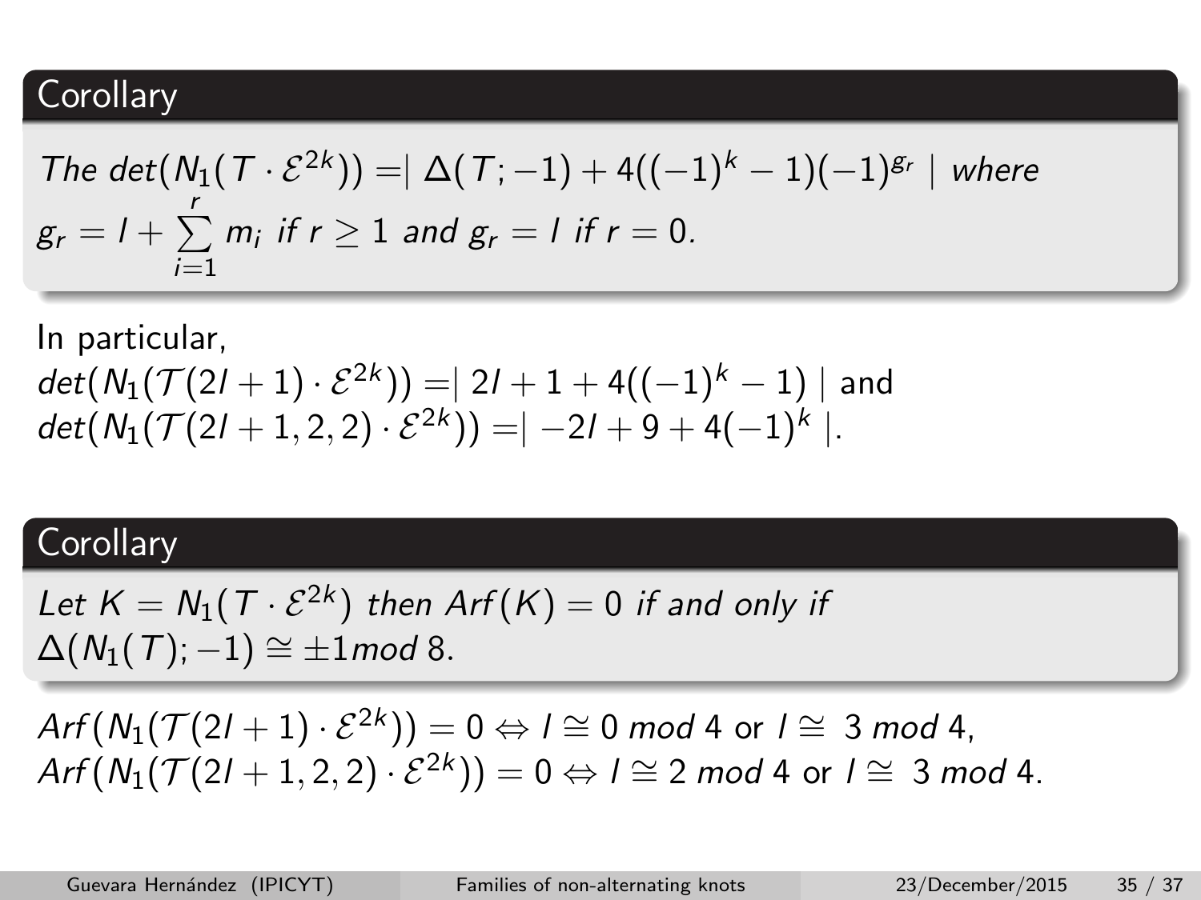### Corollary

*The* $det(N_1(T \cdot \mathcal{E}^{2k})) = \mid \Delta(T; -1) + 4((-1)^k - 1)(-1)^{g_r} \mid$ *where* $g_r = l + \sum_{i=1}^{r} m_i$ *if* $r \geq 1$ *and* $g_r = l$ *if* $r = 0$.

In particular,
$det(N_1(\mathcal{T}(2l+1) \cdot \mathcal{E}^{2k})) = \mid 2l + 1 + 4((-1)^k - 1) \mid$ and
$det(N_1(\mathcal{T}(2l+1, 2, 2) \cdot \mathcal{E}^{2k})) = \mid -2l + 9 + 4(-1)^k \mid$.

### Corollary

*Let* $K = N_1(T \cdot \mathcal{E}^{2k})$ *then* $Arf(K) = 0$ *if and only if* $\Delta(N_1(T); -1) \cong \pm 1 mod\, 8$.

$Arf(N_1(\mathcal{T}(2l+1) \cdot \mathcal{E}^{2k})) = 0 \Leftrightarrow l \cong 0 \; mod\, 4$ or $l \cong 3 \; mod\, 4$,
$Arf(N_1(\mathcal{T}(2l+1, 2, 2) \cdot \mathcal{E}^{2k})) = 0 \Leftrightarrow l \cong 2 \; mod\, 4$ or $l \cong 3 \; mod\, 4$.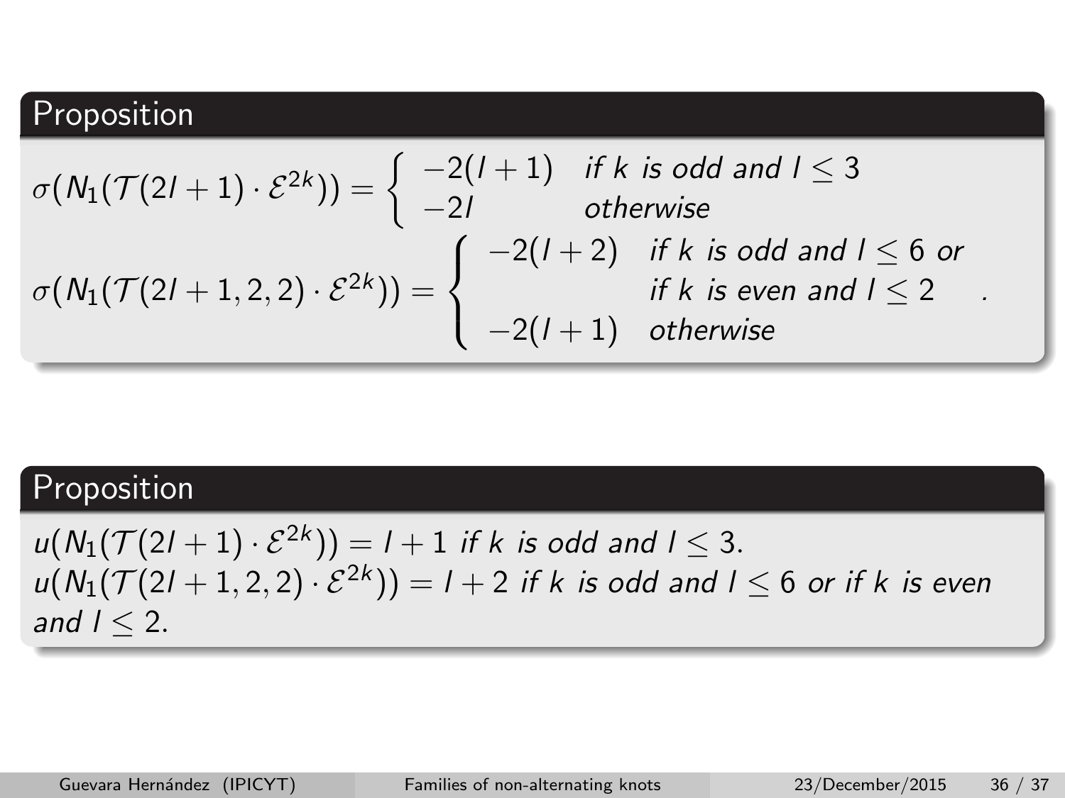### Proposition

$$\sigma(N_1(\mathcal{T}(2l+1)\cdot\mathcal{E}^{2k})) = \begin{cases} -2(l+1) & \text{if } k \text{ is odd and } l \leq 3 \\ -2l & \text{otherwise} \end{cases}$$

$$\sigma(N_1(\mathcal{T}(2l+1,2,2)\cdot\mathcal{E}^{2k})) = \begin{cases} -2(l+2) & \text{if } k \text{ is odd and } l \leq 6 \text{ or} \\ & \text{if } k \text{ is even and } l \leq 2 \\ -2(l+1) & \text{otherwise} \end{cases}.$$

### Proposition

*$u(N_1(\mathcal{T}(2l+1)\cdot\mathcal{E}^{2k})) = l+1$ if $k$ is odd and $l \leq 3$.*
*$u(N_1(\mathcal{T}(2l+1,2,2)\cdot\mathcal{E}^{2k})) = l+2$ if $k$ is odd and $l \leq 6$ or if $k$ is even and $l \leq 2$.*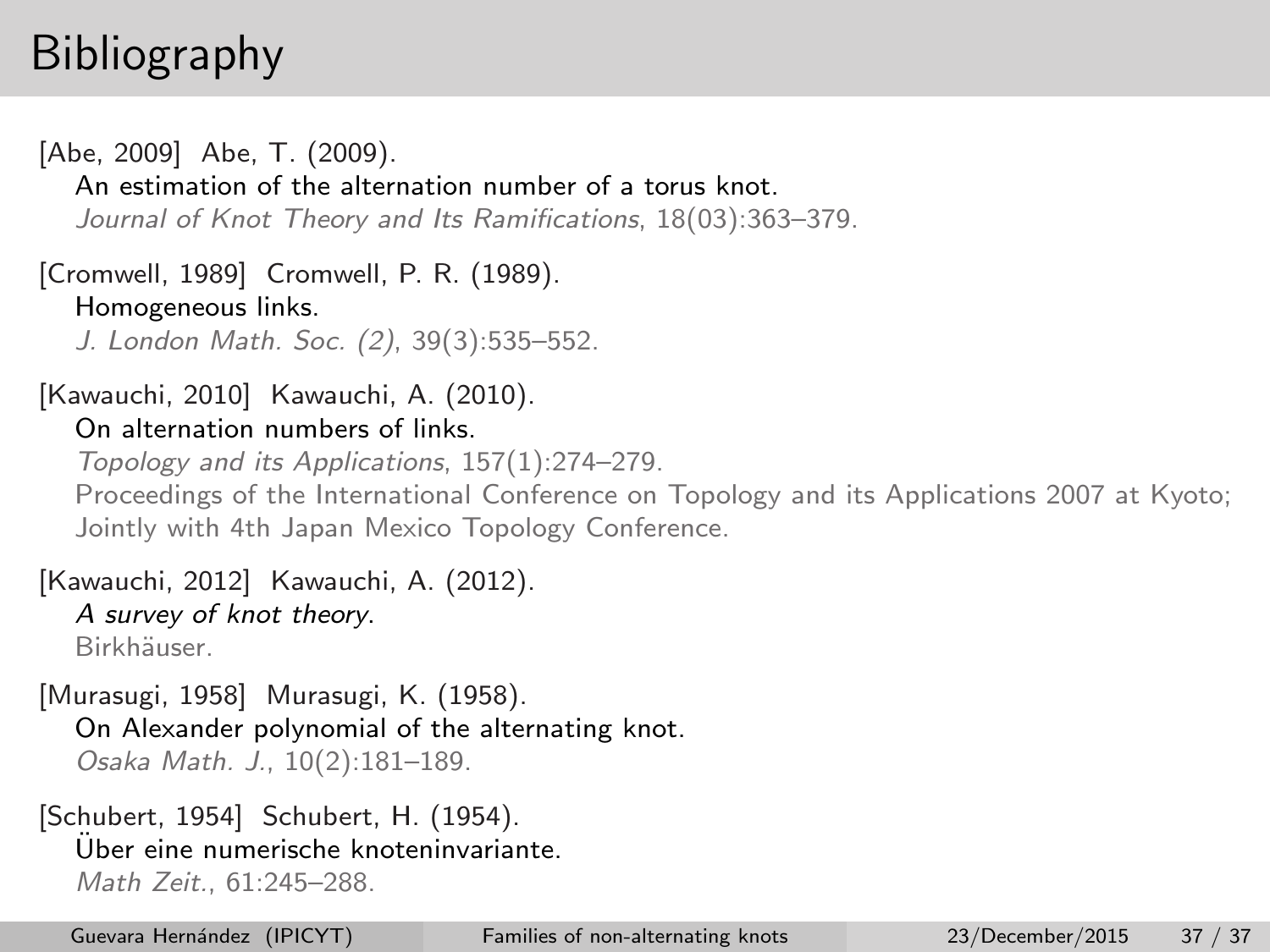# Bibliography

[Abe, 2009] Abe, T. (2009).
An estimation of the alternation number of a torus knot.
*Journal of Knot Theory and Its Ramifications*, 18(03):363–379.

[Cromwell, 1989] Cromwell, P. R. (1989).
Homogeneous links.
*J. London Math. Soc. (2)*, 39(3):535–552.

[Kawauchi, 2010] Kawauchi, A. (2010).
On alternation numbers of links.
*Topology and its Applications*, 157(1):274–279.
Proceedings of the International Conference on Topology and its Applications 2007 at Kyoto; Jointly with 4th Japan Mexico Topology Conference.

[Kawauchi, 2012] Kawauchi, A. (2012).
*A survey of knot theory*.
Birkhäuser.

[Murasugi, 1958] Murasugi, K. (1958).
On Alexander polynomial of the alternating knot.
*Osaka Math. J.*, 10(2):181–189.

[Schubert, 1954] Schubert, H. (1954).
Über eine numerische knoteninvariante.
*Math Zeit.*, 61:245–288.